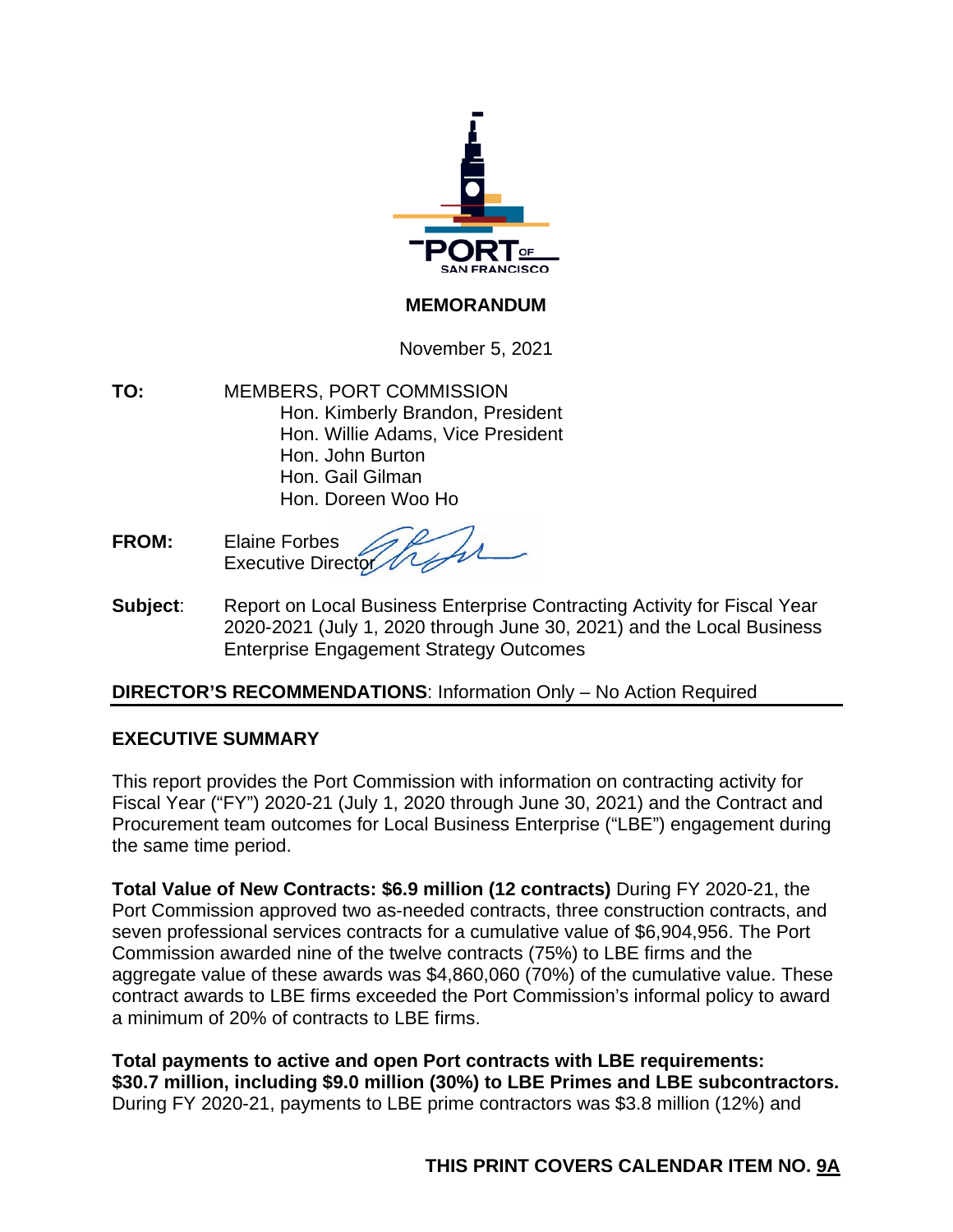# MEMORANDUM

November 5, 2021

**TO:** MEMBERS, PORT COMMISSION
Hon. Kimberly Brandon, President
Hon. Willie Adams, Vice President
Hon. John Burton
Hon. Gail Gilman
Hon. Doreen Woo Ho

**FROM:** Elaine Forbes
Executive Director

**Subject**: Report on Local Business Enterprise Contracting Activity for Fiscal Year 2020-2021 (July 1, 2020 through June 30, 2021) and the Local Business Enterprise Engagement Strategy Outcomes

**DIRECTOR'S RECOMMENDATIONS**: Information Only – No Action Required

## EXECUTIVE SUMMARY

This report provides the Port Commission with information on contracting activity for Fiscal Year ("FY") 2020-21 (July 1, 2020 through June 30, 2021) and the Contract and Procurement team outcomes for Local Business Enterprise ("LBE") engagement during the same time period.

**Total Value of New Contracts: $6.9 million (12 contracts)** During FY 2020-21, the Port Commission approved two as-needed contracts, three construction contracts, and seven professional services contracts for a cumulative value of $6,904,956. The Port Commission awarded nine of the twelve contracts (75%) to LBE firms and the aggregate value of these awards was $4,860,060 (70%) of the cumulative value. These contract awards to LBE firms exceeded the Port Commission's informal policy to award a minimum of 20% of contracts to LBE firms.

**Total payments to active and open Port contracts with LBE requirements: $30.7 million, including $9.0 million (30%) to LBE Primes and LBE subcontractors.** During FY 2020-21, payments to LBE prime contractors was $3.8 million (12%) and

**THIS PRINT COVERS CALENDAR ITEM NO. 9A**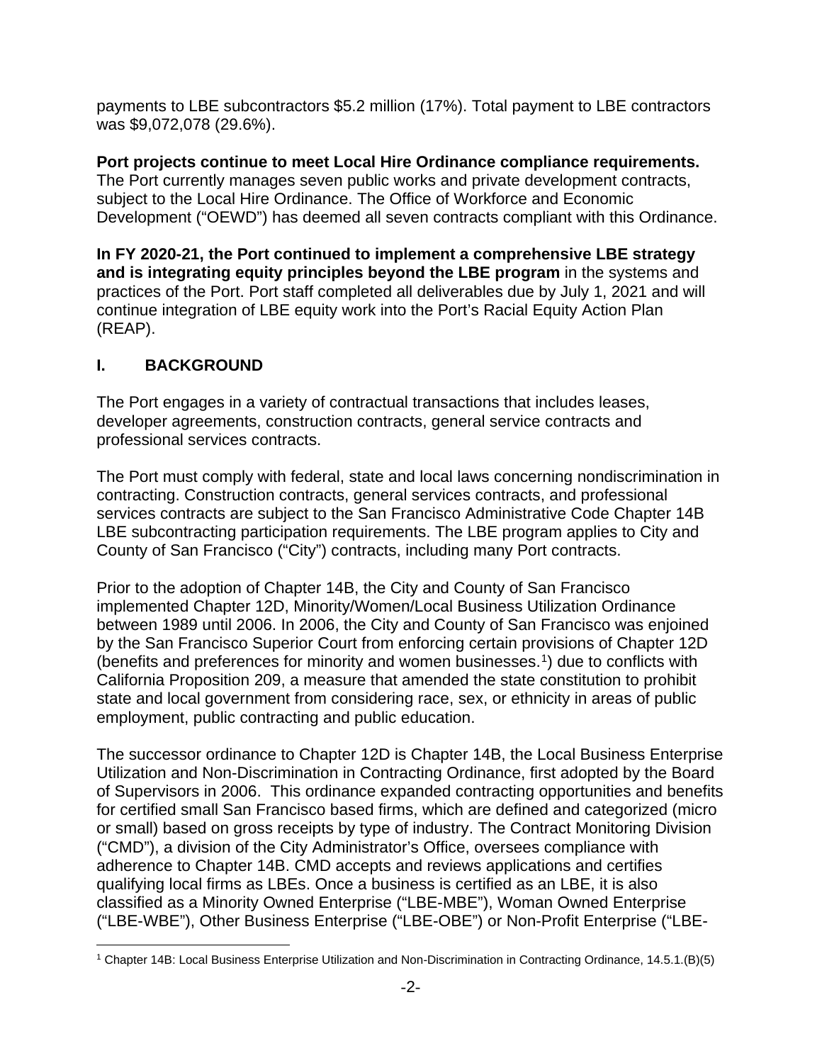payments to LBE subcontractors $5.2 million (17%). Total payment to LBE contractors was $9,072,078 (29.6%).

**Port projects continue to meet Local Hire Ordinance compliance requirements.** The Port currently manages seven public works and private development contracts, subject to the Local Hire Ordinance. The Office of Workforce and Economic Development ("OEWD") has deemed all seven contracts compliant with this Ordinance.

**In FY 2020-21, the Port continued to implement a comprehensive LBE strategy and is integrating equity principles beyond the LBE program** in the systems and practices of the Port. Port staff completed all deliverables due by July 1, 2021 and will continue integration of LBE equity work into the Port's Racial Equity Action Plan (REAP).

## I. BACKGROUND

The Port engages in a variety of contractual transactions that includes leases, developer agreements, construction contracts, general service contracts and professional services contracts.

The Port must comply with federal, state and local laws concerning nondiscrimination in contracting. Construction contracts, general services contracts, and professional services contracts are subject to the San Francisco Administrative Code Chapter 14B LBE subcontracting participation requirements. The LBE program applies to City and County of San Francisco ("City") contracts, including many Port contracts.

Prior to the adoption of Chapter 14B, the City and County of San Francisco implemented Chapter 12D, Minority/Women/Local Business Utilization Ordinance between 1989 until 2006. In 2006, the City and County of San Francisco was enjoined by the San Francisco Superior Court from enforcing certain provisions of Chapter 12D (benefits and preferences for minority and women businesses.[1]) due to conflicts with California Proposition 209, a measure that amended the state constitution to prohibit state and local government from considering race, sex, or ethnicity in areas of public employment, public contracting and public education.

The successor ordinance to Chapter 12D is Chapter 14B, the Local Business Enterprise Utilization and Non-Discrimination in Contracting Ordinance, first adopted by the Board of Supervisors in 2006. This ordinance expanded contracting opportunities and benefits for certified small San Francisco based firms, which are defined and categorized (micro or small) based on gross receipts by type of industry. The Contract Monitoring Division ("CMD"), a division of the City Administrator's Office, oversees compliance with adherence to Chapter 14B. CMD accepts and reviews applications and certifies qualifying local firms as LBEs. Once a business is certified as an LBE, it is also classified as a Minority Owned Enterprise ("LBE-MBE"), Woman Owned Enterprise ("LBE-WBE"), Other Business Enterprise ("LBE-OBE") or Non-Profit Enterprise ("LBE-

[1] Chapter 14B: Local Business Enterprise Utilization and Non-Discrimination in Contracting Ordinance, 14.5.1.(B)(5)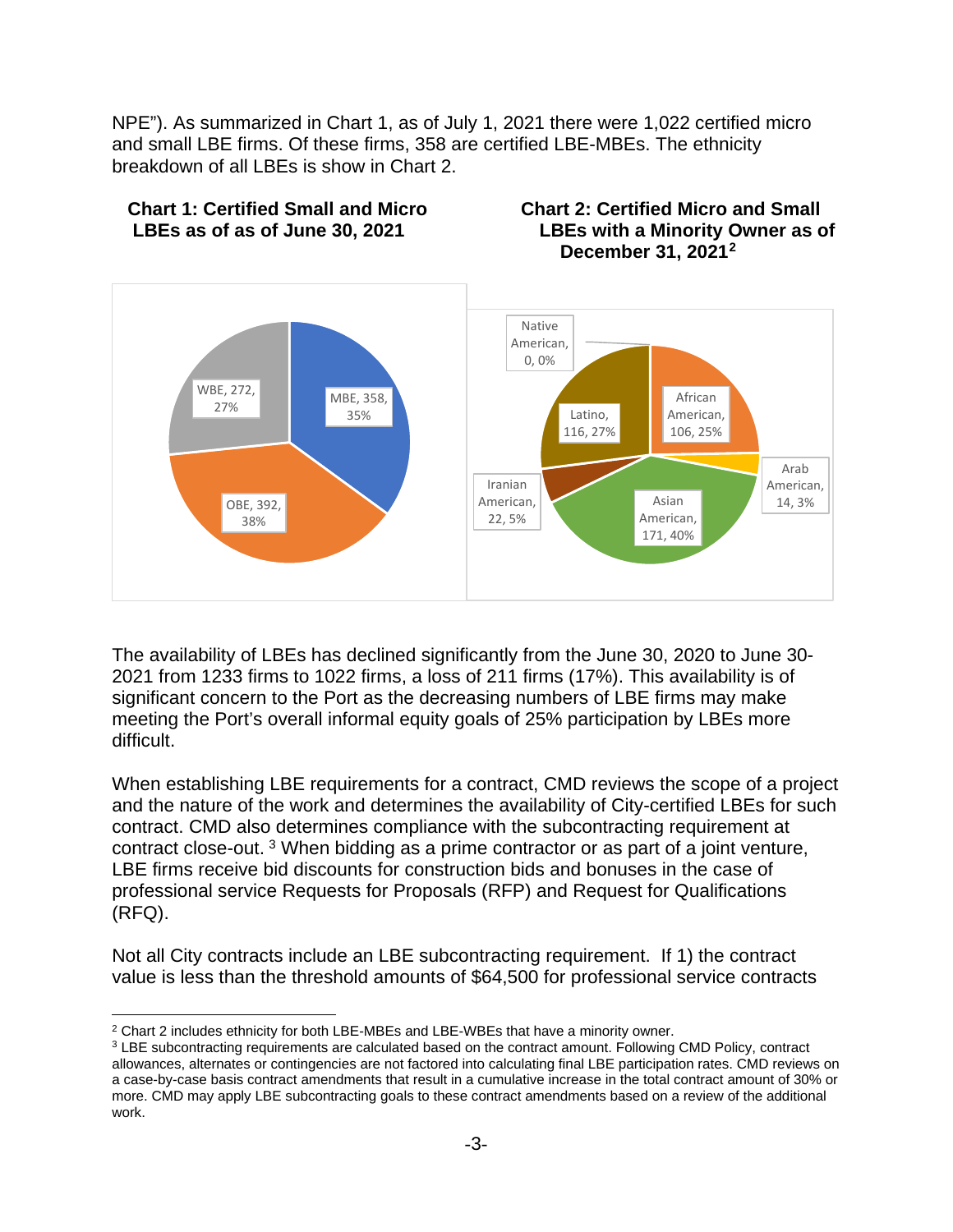NPE"). As summarized in Chart 1, as of July 1, 2021 there were 1,022 certified micro and small LBE firms. Of these firms, 358 are certified LBE-MBEs. The ethnicity breakdown of all LBEs is show in Chart 2.

**Chart 1: Certified Small and Micro LBEs as of as of June 30, 2021**

WBE, 272, 27%

MBE, 358, 35%

OBE, 392, 38%

**Chart 2: Certified Micro and Small LBEs with a Minority Owner as of December 31, 2021**[2]

Native American, 0, 0%

African American, 106, 25%

Latino, 116, 27%

Arab American, 14, 3%

Iranian American, 22, 5%

Asian American, 171, 40%

The availability of LBEs has declined significantly from the June 30, 2020 to June 30-2021 from 1233 firms to 1022 firms, a loss of 211 firms (17%). This availability is of significant concern to the Port as the decreasing numbers of LBE firms may make meeting the Port's overall informal equity goals of 25% participation by LBEs more difficult.

When establishing LBE requirements for a contract, CMD reviews the scope of a project and the nature of the work and determines the availability of City-certified LBEs for such contract. CMD also determines compliance with the subcontracting requirement at contract close-out. [3] When bidding as a prime contractor or as part of a joint venture, LBE firms receive bid discounts for construction bids and bonuses in the case of professional service Requests for Proposals (RFP) and Request for Qualifications (RFQ).

Not all City contracts include an LBE subcontracting requirement. If 1) the contract value is less than the threshold amounts of $64,500 for professional service contracts

---

[2] Chart 2 includes ethnicity for both LBE-MBEs and LBE-WBEs that have a minority owner.

[3] LBE subcontracting requirements are calculated based on the contract amount. Following CMD Policy, contract allowances, alternates or contingencies are not factored into calculating final LBE participation rates. CMD reviews on a case-by-case basis contract amendments that result in a cumulative increase in the total contract amount of 30% or more. CMD may apply LBE subcontracting goals to these contract amendments based on a review of the additional work.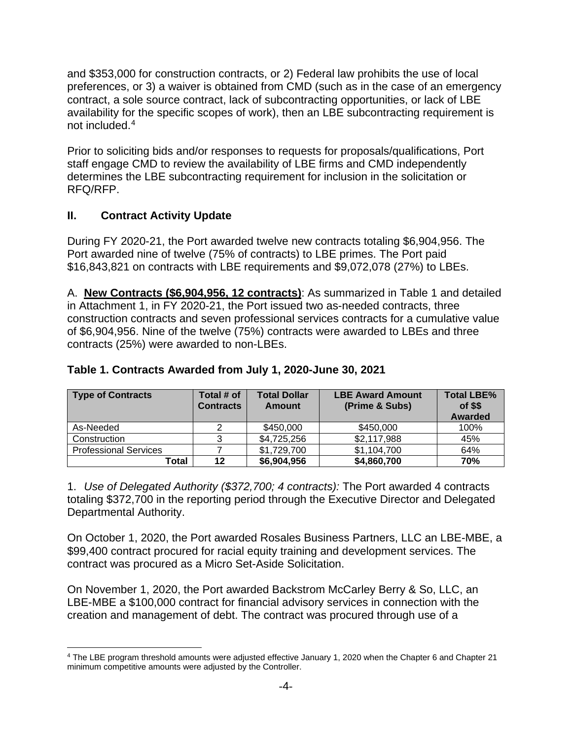and $353,000 for construction contracts, or 2) Federal law prohibits the use of local preferences, or 3) a waiver is obtained from CMD (such as in the case of an emergency contract, a sole source contract, lack of subcontracting opportunities, or lack of LBE availability for the specific scopes of work), then an LBE subcontracting requirement is not included.[4]

Prior to soliciting bids and/or responses to requests for proposals/qualifications, Port staff engage CMD to review the availability of LBE firms and CMD independently determines the LBE subcontracting requirement for inclusion in the solicitation or RFQ/RFP.

## II. Contract Activity Update

During FY 2020-21, the Port awarded twelve new contracts totaling $6,904,956. The Port awarded nine of twelve (75% of contracts) to LBE primes. The Port paid $16,843,821 on contracts with LBE requirements and $9,072,078 (27%) to LBEs.

A. **New Contracts ($6,904,956, 12 contracts)**: As summarized in Table 1 and detailed in Attachment 1, in FY 2020-21, the Port issued two as-needed contracts, three construction contracts and seven professional services contracts for a cumulative value of $6,904,956. Nine of the twelve (75%) contracts were awarded to LBEs and three contracts (25%) were awarded to non-LBEs.

**Table 1. Contracts Awarded from July 1, 2020-June 30, 2021**

| Type of Contracts | Total # of Contracts | Total Dollar Amount | LBE Award Amount (Prime & Subs) | Total LBE% of $$ Awarded |
|---|---|---|---|---|
| As-Needed | 2 | $450,000 | $450,000 | 100% |
| Construction | 3 | $4,725,256 | $2,117,988 | 45% |
| Professional Services | 7 | $1,729,700 | $1,104,700 | 64% |
| **Total** | **12** | **$6,904,956** | **$4,860,700** | **70%** |

1. *Use of Delegated Authority ($372,700; 4 contracts):* The Port awarded 4 contracts totaling $372,700 in the reporting period through the Executive Director and Delegated Departmental Authority.

On October 1, 2020, the Port awarded Rosales Business Partners, LLC an LBE-MBE, a $99,400 contract procured for racial equity training and development services. The contract was procured as a Micro Set-Aside Solicitation.

On November 1, 2020, the Port awarded Backstrom McCarley Berry & So, LLC, an LBE-MBE a $100,000 contract for financial advisory services in connection with the creation and management of debt. The contract was procured through use of a

[4] The LBE program threshold amounts were adjusted effective January 1, 2020 when the Chapter 6 and Chapter 21 minimum competitive amounts were adjusted by the Controller.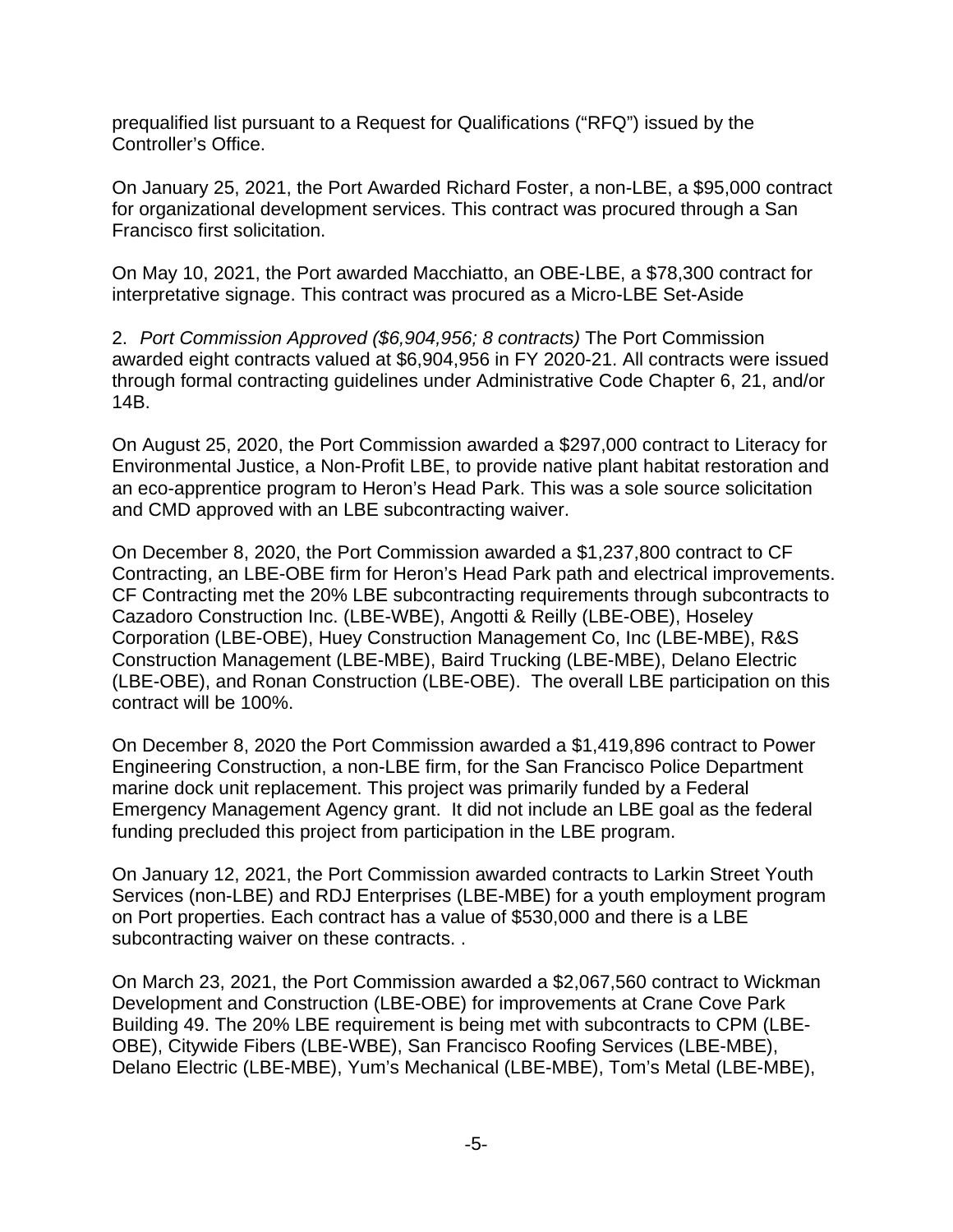prequalified list pursuant to a Request for Qualifications ("RFQ") issued by the Controller's Office.

On January 25, 2021, the Port Awarded Richard Foster, a non-LBE, a $95,000 contract for organizational development services. This contract was procured through a San Francisco first solicitation.

On May 10, 2021, the Port awarded Macchiatto, an OBE-LBE, a $78,300 contract for interpretative signage. This contract was procured as a Micro-LBE Set-Aside

2. *Port Commission Approved ($6,904,956; 8 contracts)* The Port Commission awarded eight contracts valued at $6,904,956 in FY 2020-21. All contracts were issued through formal contracting guidelines under Administrative Code Chapter 6, 21, and/or 14B.

On August 25, 2020, the Port Commission awarded a $297,000 contract to Literacy for Environmental Justice, a Non-Profit LBE, to provide native plant habitat restoration and an eco-apprentice program to Heron's Head Park. This was a sole source solicitation and CMD approved with an LBE subcontracting waiver.

On December 8, 2020, the Port Commission awarded a $1,237,800 contract to CF Contracting, an LBE-OBE firm for Heron's Head Park path and electrical improvements. CF Contracting met the 20% LBE subcontracting requirements through subcontracts to Cazadoro Construction Inc. (LBE-WBE), Angotti & Reilly (LBE-OBE), Hoseley Corporation (LBE-OBE), Huey Construction Management Co, Inc (LBE-MBE), R&S Construction Management (LBE-MBE), Baird Trucking (LBE-MBE), Delano Electric (LBE-OBE), and Ronan Construction (LBE-OBE). The overall LBE participation on this contract will be 100%.

On December 8, 2020 the Port Commission awarded a $1,419,896 contract to Power Engineering Construction, a non-LBE firm, for the San Francisco Police Department marine dock unit replacement. This project was primarily funded by a Federal Emergency Management Agency grant. It did not include an LBE goal as the federal funding precluded this project from participation in the LBE program.

On January 12, 2021, the Port Commission awarded contracts to Larkin Street Youth Services (non-LBE) and RDJ Enterprises (LBE-MBE) for a youth employment program on Port properties. Each contract has a value of $530,000 and there is a LBE subcontracting waiver on these contracts. .

On March 23, 2021, the Port Commission awarded a $2,067,560 contract to Wickman Development and Construction (LBE-OBE) for improvements at Crane Cove Park Building 49. The 20% LBE requirement is being met with subcontracts to CPM (LBE-OBE), Citywide Fibers (LBE-WBE), San Francisco Roofing Services (LBE-MBE), Delano Electric (LBE-MBE), Yum's Mechanical (LBE-MBE), Tom's Metal (LBE-MBE),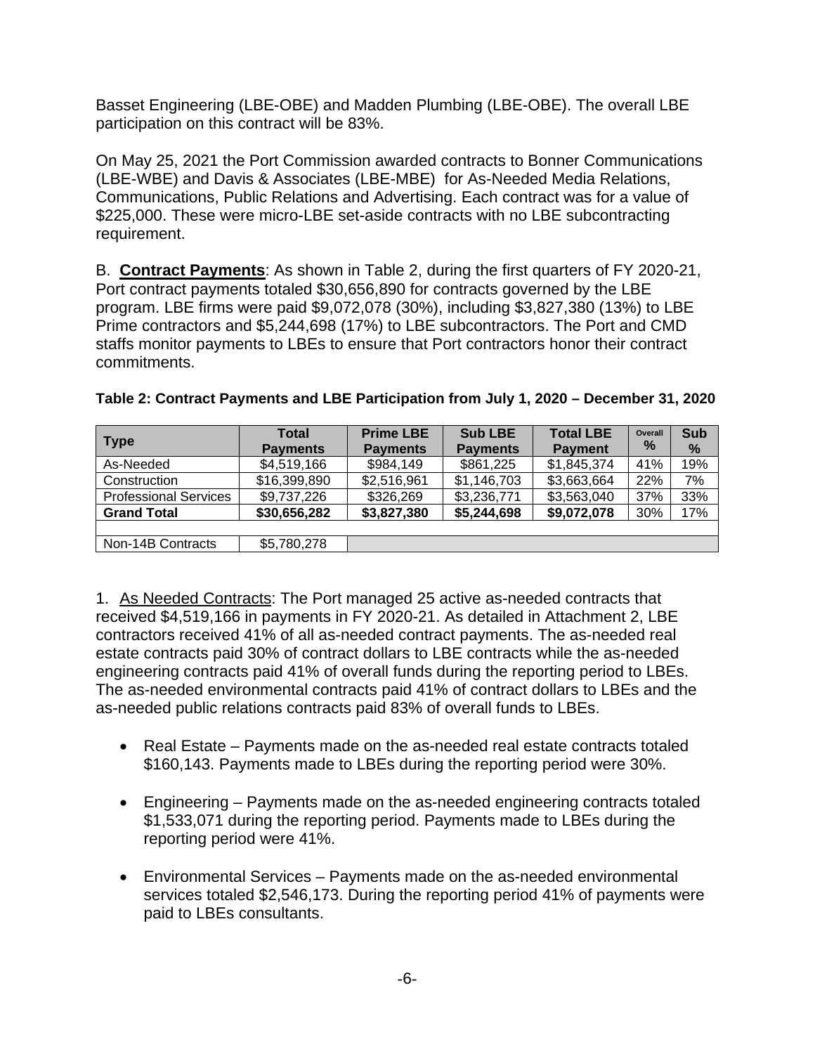Basset Engineering (LBE-OBE) and Madden Plumbing (LBE-OBE). The overall LBE participation on this contract will be 83%.

On May 25, 2021 the Port Commission awarded contracts to Bonner Communications (LBE-WBE) and Davis & Associates (LBE-MBE) for As-Needed Media Relations, Communications, Public Relations and Advertising. Each contract was for a value of $225,000. These were micro-LBE set-aside contracts with no LBE subcontracting requirement.

B. **<u>Contract Payments</u>**: As shown in Table 2, during the first quarters of FY 2020-21, Port contract payments totaled $30,656,890 for contracts governed by the LBE program. LBE firms were paid $9,072,078 (30%), including $3,827,380 (13%) to LBE Prime contractors and $5,244,698 (17%) to LBE subcontractors. The Port and CMD staffs monitor payments to LBEs to ensure that Port contractors honor their contract commitments.

**Table 2: Contract Payments and LBE Participation from July 1, 2020 – December 31, 2020**

| Type | Total Payments | Prime LBE Payments | Sub LBE Payments | Total LBE Payment | Overall % | Sub % |
|---|---|---|---|---|---|---|
| As-Needed | $4,519,166 | $984,149 | $861,225 | $1,845,374 | 41% | 19% |
| Construction | $16,399,890 | $2,516,961 | $1,146,703 | $3,663,664 | 22% | 7% |
| Professional Services | $9,737,226 | $326,269 | $3,236,771 | $3,563,040 | 37% | 33% |
| **Grand Total** | **$30,656,282** | **$3,827,380** | **$5,244,698** | **$9,072,078** | 30% | 17% |
| | | | | | | |
| Non-14B Contracts | $5,780,278 | | | | | |

1. <u>As Needed Contracts</u>: The Port managed 25 active as-needed contracts that received $4,519,166 in payments in FY 2020-21. As detailed in Attachment 2, LBE contractors received 41% of all as-needed contract payments. The as-needed real estate contracts paid 30% of contract dollars to LBE contracts while the as-needed engineering contracts paid 41% of overall funds during the reporting period to LBEs. The as-needed environmental contracts paid 41% of contract dollars to LBEs and the as-needed public relations contracts paid 83% of overall funds to LBEs.

- Real Estate – Payments made on the as-needed real estate contracts totaled $160,143. Payments made to LBEs during the reporting period were 30%.
- Engineering – Payments made on the as-needed engineering contracts totaled $1,533,071 during the reporting period. Payments made to LBEs during the reporting period were 41%.
- Environmental Services – Payments made on the as-needed environmental services totaled $2,546,173. During the reporting period 41% of payments were paid to LBEs consultants.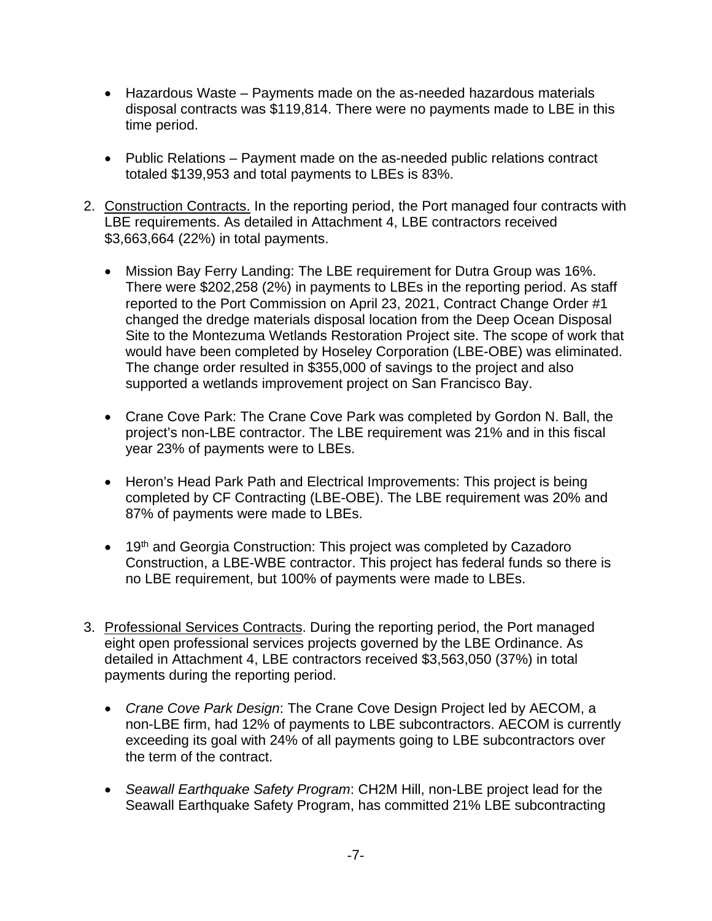- Hazardous Waste – Payments made on the as-needed hazardous materials disposal contracts was $119,814. There were no payments made to LBE in this time period.

- Public Relations – Payment made on the as-needed public relations contract totaled $139,953 and total payments to LBEs is 83%.

2. Construction Contracts. In the reporting period, the Port managed four contracts with LBE requirements. As detailed in Attachment 4, LBE contractors received $3,663,664 (22%) in total payments.

   - Mission Bay Ferry Landing: The LBE requirement for Dutra Group was 16%. There were $202,258 (2%) in payments to LBEs in the reporting period. As staff reported to the Port Commission on April 23, 2021, Contract Change Order #1 changed the dredge materials disposal location from the Deep Ocean Disposal Site to the Montezuma Wetlands Restoration Project site. The scope of work that would have been completed by Hoseley Corporation (LBE-OBE) was eliminated. The change order resulted in $355,000 of savings to the project and also supported a wetlands improvement project on San Francisco Bay.

   - Crane Cove Park: The Crane Cove Park was completed by Gordon N. Ball, the project's non-LBE contractor. The LBE requirement was 21% and in this fiscal year 23% of payments were to LBEs.

   - Heron's Head Park Path and Electrical Improvements: This project is being completed by CF Contracting (LBE-OBE). The LBE requirement was 20% and 87% of payments were made to LBEs.

   - 19th and Georgia Construction: This project was completed by Cazadoro Construction, a LBE-WBE contractor. This project has federal funds so there is no LBE requirement, but 100% of payments were made to LBEs.

3. Professional Services Contracts. During the reporting period, the Port managed eight open professional services projects governed by the LBE Ordinance. As detailed in Attachment 4, LBE contractors received $3,563,050 (37%) in total payments during the reporting period.

   - *Crane Cove Park Design*: The Crane Cove Design Project led by AECOM, a non-LBE firm, had 12% of payments to LBE subcontractors. AECOM is currently exceeding its goal with 24% of all payments going to LBE subcontractors over the term of the contract.

   - *Seawall Earthquake Safety Program*: CH2M Hill, non-LBE project lead for the Seawall Earthquake Safety Program, has committed 21% LBE subcontracting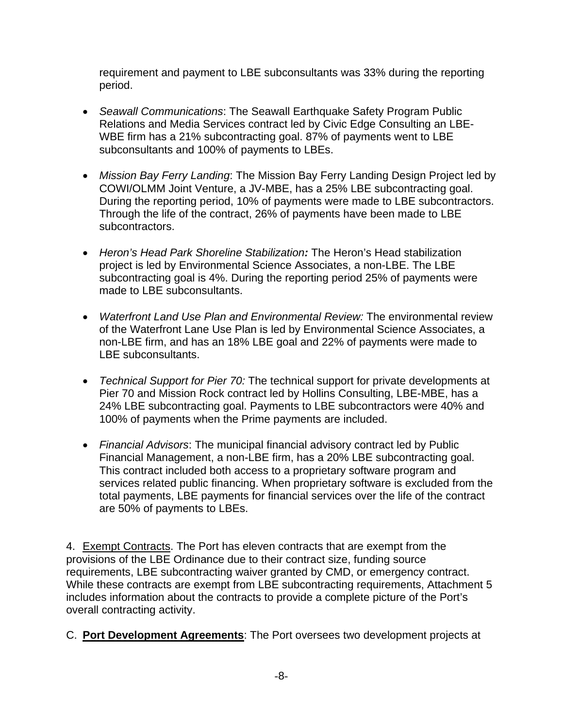requirement and payment to LBE subconsultants was 33% during the reporting period.

- *Seawall Communications*: The Seawall Earthquake Safety Program Public Relations and Media Services contract led by Civic Edge Consulting an LBE-WBE firm has a 21% subcontracting goal. 87% of payments went to LBE subconsultants and 100% of payments to LBEs.

- *Mission Bay Ferry Landing*: The Mission Bay Ferry Landing Design Project led by COWI/OLMM Joint Venture, a JV-MBE, has a 25% LBE subcontracting goal. During the reporting period, 10% of payments were made to LBE subcontractors. Through the life of the contract, 26% of payments have been made to LBE subcontractors.

- *Heron's Head Park Shoreline Stabilization***:** The Heron's Head stabilization project is led by Environmental Science Associates, a non-LBE. The LBE subcontracting goal is 4%. During the reporting period 25% of payments were made to LBE subconsultants.

- *Waterfront Land Use Plan and Environmental Review:* The environmental review of the Waterfront Lane Use Plan is led by Environmental Science Associates, a non-LBE firm, and has an 18% LBE goal and 22% of payments were made to LBE subconsultants.

- *Technical Support for Pier 70:* The technical support for private developments at Pier 70 and Mission Rock contract led by Hollins Consulting, LBE-MBE, has a 24% LBE subcontracting goal. Payments to LBE subcontractors were 40% and 100% of payments when the Prime payments are included.

- *Financial Advisors*: The municipal financial advisory contract led by Public Financial Management, a non-LBE firm, has a 20% LBE subcontracting goal. This contract included both access to a proprietary software program and services related public financing. When proprietary software is excluded from the total payments, LBE payments for financial services over the life of the contract are 50% of payments to LBEs.

4. Exempt Contracts. The Port has eleven contracts that are exempt from the provisions of the LBE Ordinance due to their contract size, funding source requirements, LBE subcontracting waiver granted by CMD, or emergency contract. While these contracts are exempt from LBE subcontracting requirements, Attachment 5 includes information about the contracts to provide a complete picture of the Port's overall contracting activity.

C. **Port Development Agreements**: The Port oversees two development projects at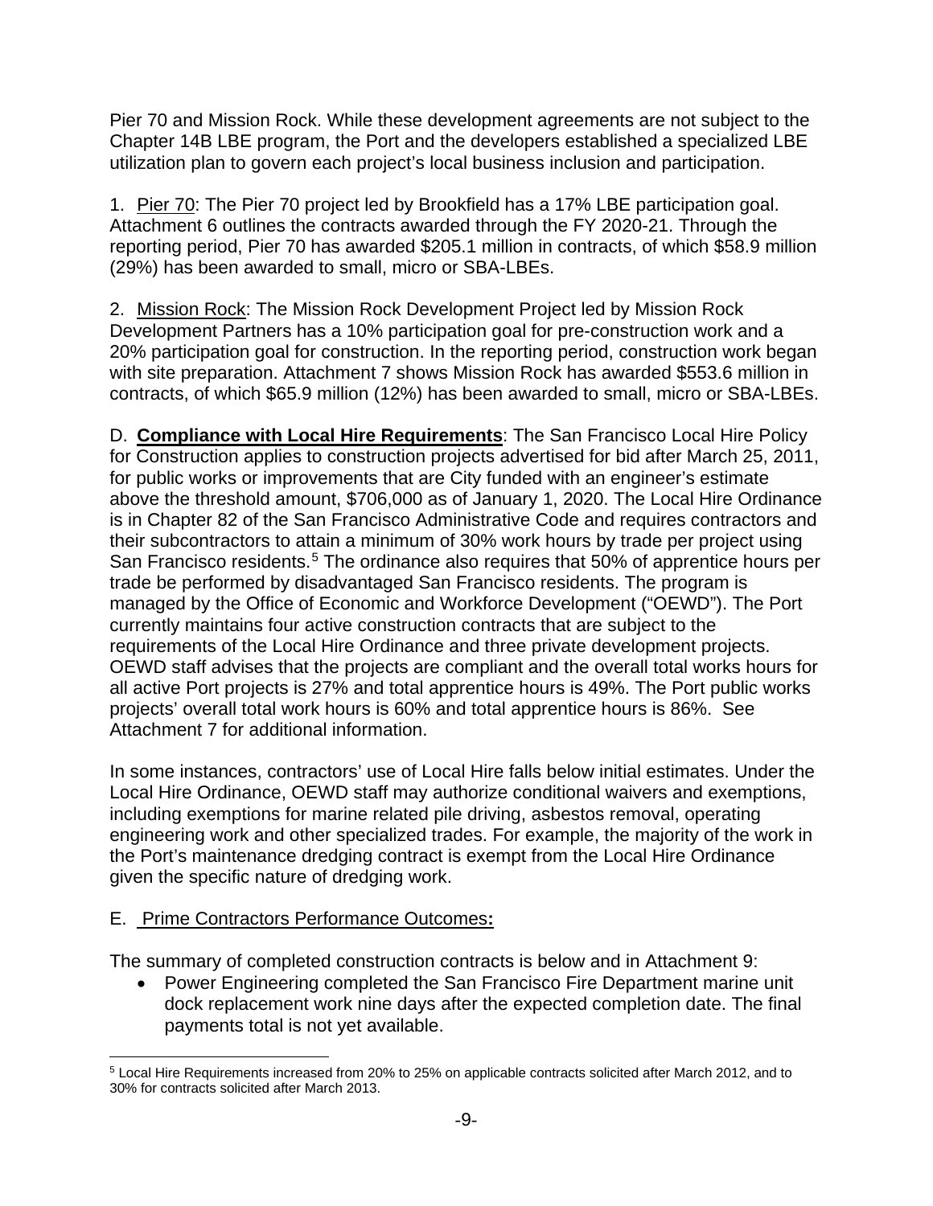Pier 70 and Mission Rock. While these development agreements are not subject to the Chapter 14B LBE program, the Port and the developers established a specialized LBE utilization plan to govern each project's local business inclusion and participation.

1. Pier 70: The Pier 70 project led by Brookfield has a 17% LBE participation goal. Attachment 6 outlines the contracts awarded through the FY 2020-21. Through the reporting period, Pier 70 has awarded $205.1 million in contracts, of which $58.9 million (29%) has been awarded to small, micro or SBA-LBEs.

2. Mission Rock: The Mission Rock Development Project led by Mission Rock Development Partners has a 10% participation goal for pre-construction work and a 20% participation goal for construction. In the reporting period, construction work began with site preparation. Attachment 7 shows Mission Rock has awarded $553.6 million in contracts, of which $65.9 million (12%) has been awarded to small, micro or SBA-LBEs.

D. **Compliance with Local Hire Requirements**: The San Francisco Local Hire Policy for Construction applies to construction projects advertised for bid after March 25, 2011, for public works or improvements that are City funded with an engineer's estimate above the threshold amount, $706,000 as of January 1, 2020. The Local Hire Ordinance is in Chapter 82 of the San Francisco Administrative Code and requires contractors and their subcontractors to attain a minimum of 30% work hours by trade per project using San Francisco residents.[5] The ordinance also requires that 50% of apprentice hours per trade be performed by disadvantaged San Francisco residents. The program is managed by the Office of Economic and Workforce Development ("OEWD"). The Port currently maintains four active construction contracts that are subject to the requirements of the Local Hire Ordinance and three private development projects. OEWD staff advises that the projects are compliant and the overall total works hours for all active Port projects is 27% and total apprentice hours is 49%. The Port public works projects' overall total work hours is 60% and total apprentice hours is 86%. See Attachment 7 for additional information.

In some instances, contractors' use of Local Hire falls below initial estimates. Under the Local Hire Ordinance, OEWD staff may authorize conditional waivers and exemptions, including exemptions for marine related pile driving, asbestos removal, operating engineering work and other specialized trades. For example, the majority of the work in the Port's maintenance dredging contract is exempt from the Local Hire Ordinance given the specific nature of dredging work.

E. Prime Contractors Performance Outcomes:

The summary of completed construction contracts is below and in Attachment 9:

- Power Engineering completed the San Francisco Fire Department marine unit dock replacement work nine days after the expected completion date. The final payments total is not yet available.

[5] Local Hire Requirements increased from 20% to 25% on applicable contracts solicited after March 2012, and to 30% for contracts solicited after March 2013.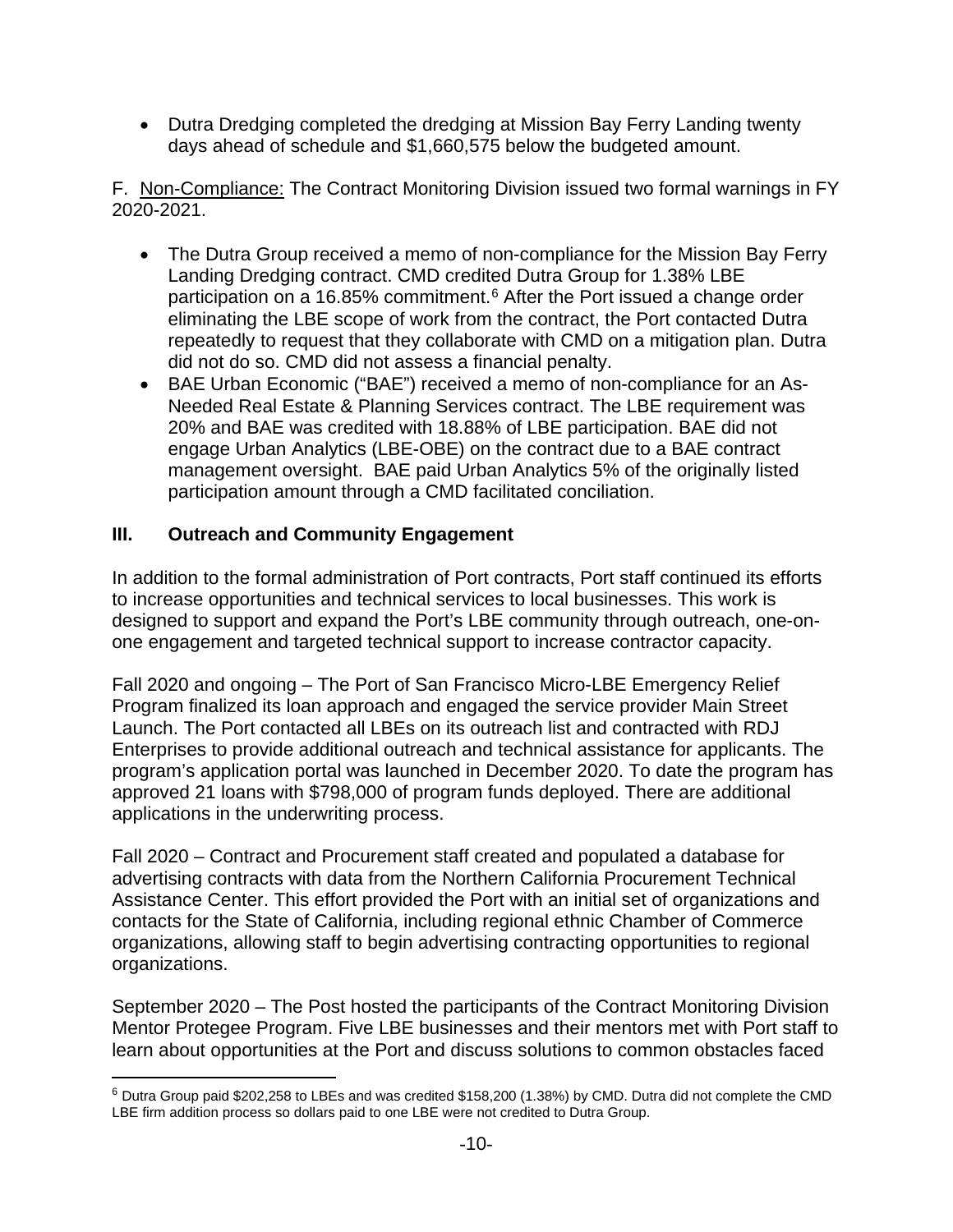- Dutra Dredging completed the dredging at Mission Bay Ferry Landing twenty days ahead of schedule and $1,660,575 below the budgeted amount.

F. Non-Compliance: The Contract Monitoring Division issued two formal warnings in FY 2020-2021.

- The Dutra Group received a memo of non-compliance for the Mission Bay Ferry Landing Dredging contract. CMD credited Dutra Group for 1.38% LBE participation on a 16.85% commitment.[6] After the Port issued a change order eliminating the LBE scope of work from the contract, the Port contacted Dutra repeatedly to request that they collaborate with CMD on a mitigation plan. Dutra did not do so. CMD did not assess a financial penalty.
- BAE Urban Economic ("BAE") received a memo of non-compliance for an As-Needed Real Estate & Planning Services contract. The LBE requirement was 20% and BAE was credited with 18.88% of LBE participation. BAE did not engage Urban Analytics (LBE-OBE) on the contract due to a BAE contract management oversight. BAE paid Urban Analytics 5% of the originally listed participation amount through a CMD facilitated conciliation.

## III. Outreach and Community Engagement

In addition to the formal administration of Port contracts, Port staff continued its efforts to increase opportunities and technical services to local businesses. This work is designed to support and expand the Port's LBE community through outreach, one-on-one engagement and targeted technical support to increase contractor capacity.

Fall 2020 and ongoing – The Port of San Francisco Micro-LBE Emergency Relief Program finalized its loan approach and engaged the service provider Main Street Launch. The Port contacted all LBEs on its outreach list and contracted with RDJ Enterprises to provide additional outreach and technical assistance for applicants. The program's application portal was launched in December 2020. To date the program has approved 21 loans with $798,000 of program funds deployed. There are additional applications in the underwriting process.

Fall 2020 – Contract and Procurement staff created and populated a database for advertising contracts with data from the Northern California Procurement Technical Assistance Center. This effort provided the Port with an initial set of organizations and contacts for the State of California, including regional ethnic Chamber of Commerce organizations, allowing staff to begin advertising contracting opportunities to regional organizations.

September 2020 – The Post hosted the participants of the Contract Monitoring Division Mentor Protegee Program. Five LBE businesses and their mentors met with Port staff to learn about opportunities at the Port and discuss solutions to common obstacles faced

[6] Dutra Group paid $202,258 to LBEs and was credited $158,200 (1.38%) by CMD. Dutra did not complete the CMD LBE firm addition process so dollars paid to one LBE were not credited to Dutra Group.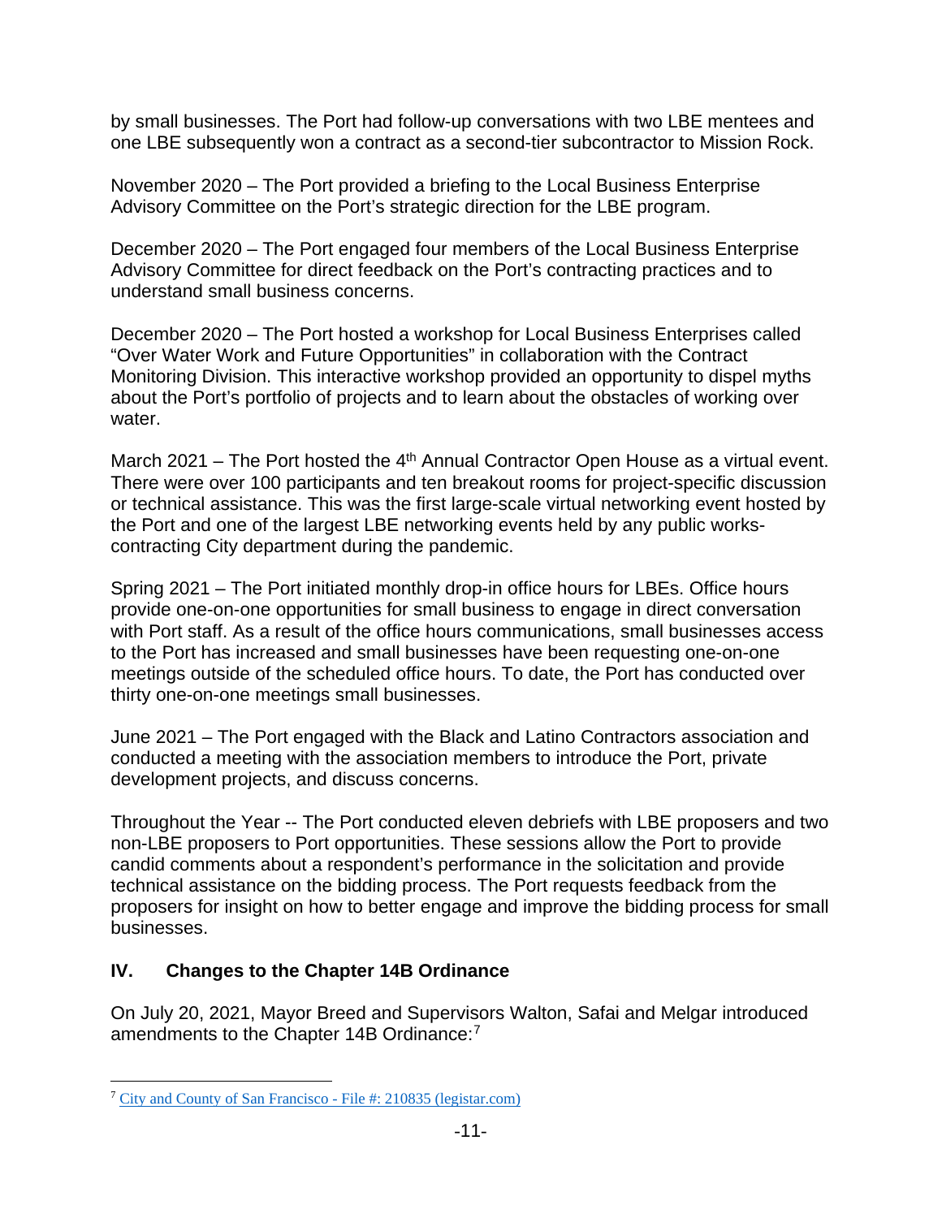by small businesses. The Port had follow-up conversations with two LBE mentees and one LBE subsequently won a contract as a second-tier subcontractor to Mission Rock.

November 2020 – The Port provided a briefing to the Local Business Enterprise Advisory Committee on the Port's strategic direction for the LBE program.

December 2020 – The Port engaged four members of the Local Business Enterprise Advisory Committee for direct feedback on the Port's contracting practices and to understand small business concerns.

December 2020 – The Port hosted a workshop for Local Business Enterprises called "Over Water Work and Future Opportunities" in collaboration with the Contract Monitoring Division. This interactive workshop provided an opportunity to dispel myths about the Port's portfolio of projects and to learn about the obstacles of working over water.

March 2021 – The Port hosted the 4th Annual Contractor Open House as a virtual event. There were over 100 participants and ten breakout rooms for project-specific discussion or technical assistance. This was the first large-scale virtual networking event hosted by the Port and one of the largest LBE networking events held by any public works-contracting City department during the pandemic.

Spring 2021 – The Port initiated monthly drop-in office hours for LBEs. Office hours provide one-on-one opportunities for small business to engage in direct conversation with Port staff. As a result of the office hours communications, small businesses access to the Port has increased and small businesses have been requesting one-on-one meetings outside of the scheduled office hours. To date, the Port has conducted over thirty one-on-one meetings small businesses.

June 2021 – The Port engaged with the Black and Latino Contractors association and conducted a meeting with the association members to introduce the Port, private development projects, and discuss concerns.

Throughout the Year -- The Port conducted eleven debriefs with LBE proposers and two non-LBE proposers to Port opportunities. These sessions allow the Port to provide candid comments about a respondent's performance in the solicitation and provide technical assistance on the bidding process. The Port requests feedback from the proposers for insight on how to better engage and improve the bidding process for small businesses.

## IV. Changes to the Chapter 14B Ordinance

On July 20, 2021, Mayor Breed and Supervisors Walton, Safai and Melgar introduced amendments to the Chapter 14B Ordinance:[7]

[7] City and County of San Francisco - File #: 210835 (legistar.com)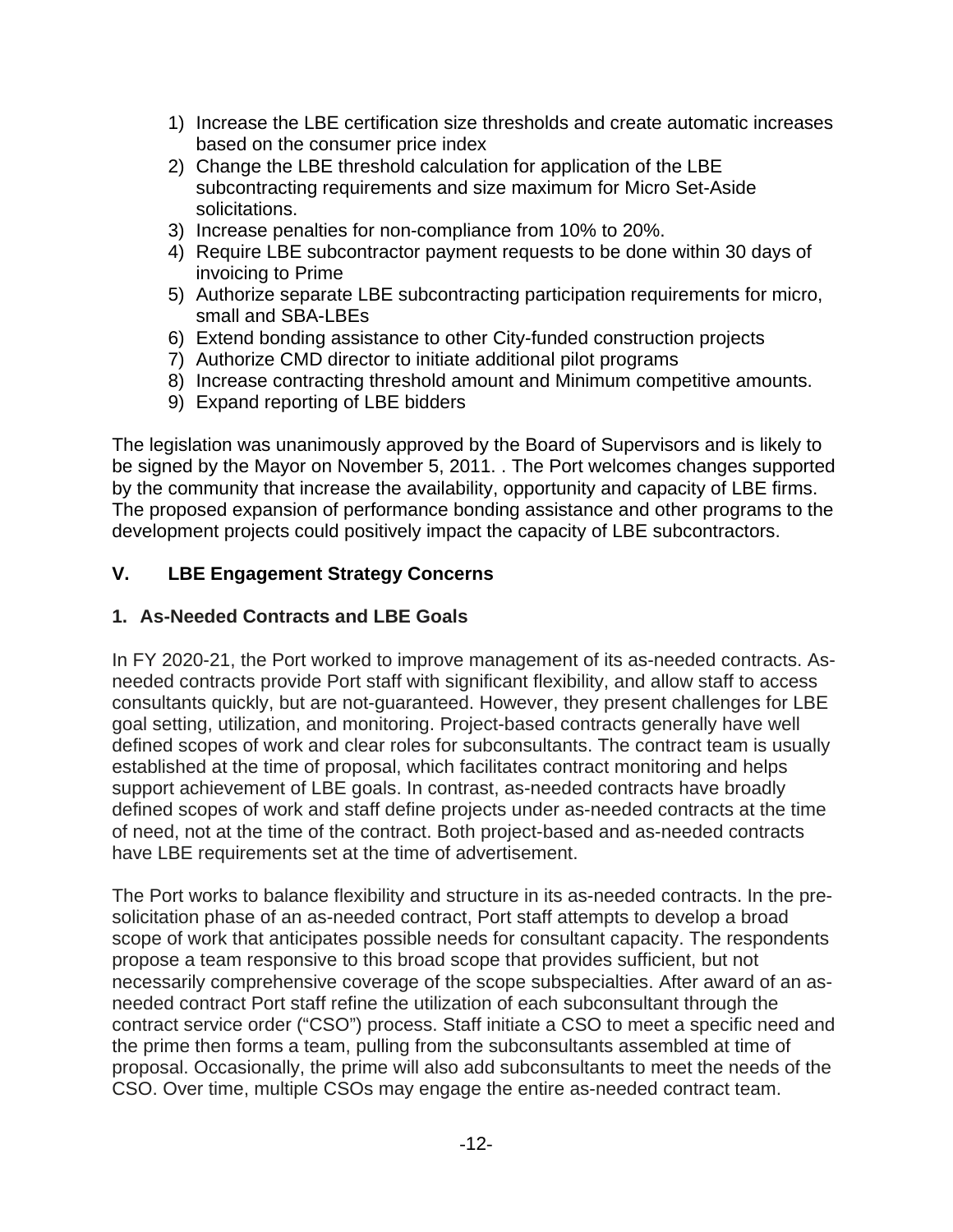1) Increase the LBE certification size thresholds and create automatic increases based on the consumer price index
2) Change the LBE threshold calculation for application of the LBE subcontracting requirements and size maximum for Micro Set-Aside solicitations.
3) Increase penalties for non-compliance from 10% to 20%.
4) Require LBE subcontractor payment requests to be done within 30 days of invoicing to Prime
5) Authorize separate LBE subcontracting participation requirements for micro, small and SBA-LBEs
6) Extend bonding assistance to other City-funded construction projects
7) Authorize CMD director to initiate additional pilot programs
8) Increase contracting threshold amount and Minimum competitive amounts.
9) Expand reporting of LBE bidders

The legislation was unanimously approved by the Board of Supervisors and is likely to be signed by the Mayor on November 5, 2011. . The Port welcomes changes supported by the community that increase the availability, opportunity and capacity of LBE firms. The proposed expansion of performance bonding assistance and other programs to the development projects could positively impact the capacity of LBE subcontractors.

## V. LBE Engagement Strategy Concerns

### 1. As-Needed Contracts and LBE Goals

In FY 2020-21, the Port worked to improve management of its as-needed contracts. As-needed contracts provide Port staff with significant flexibility, and allow staff to access consultants quickly, but are not-guaranteed. However, they present challenges for LBE goal setting, utilization, and monitoring. Project-based contracts generally have well defined scopes of work and clear roles for subconsultants. The contract team is usually established at the time of proposal, which facilitates contract monitoring and helps support achievement of LBE goals. In contrast, as-needed contracts have broadly defined scopes of work and staff define projects under as-needed contracts at the time of need, not at the time of the contract. Both project-based and as-needed contracts have LBE requirements set at the time of advertisement.

The Port works to balance flexibility and structure in its as-needed contracts. In the pre-solicitation phase of an as-needed contract, Port staff attempts to develop a broad scope of work that anticipates possible needs for consultant capacity. The respondents propose a team responsive to this broad scope that provides sufficient, but not necessarily comprehensive coverage of the scope subspecialties. After award of an as-needed contract Port staff refine the utilization of each subconsultant through the contract service order ("CSO") process. Staff initiate a CSO to meet a specific need and the prime then forms a team, pulling from the subconsultants assembled at time of proposal. Occasionally, the prime will also add subconsultants to meet the needs of the CSO. Over time, multiple CSOs may engage the entire as-needed contract team.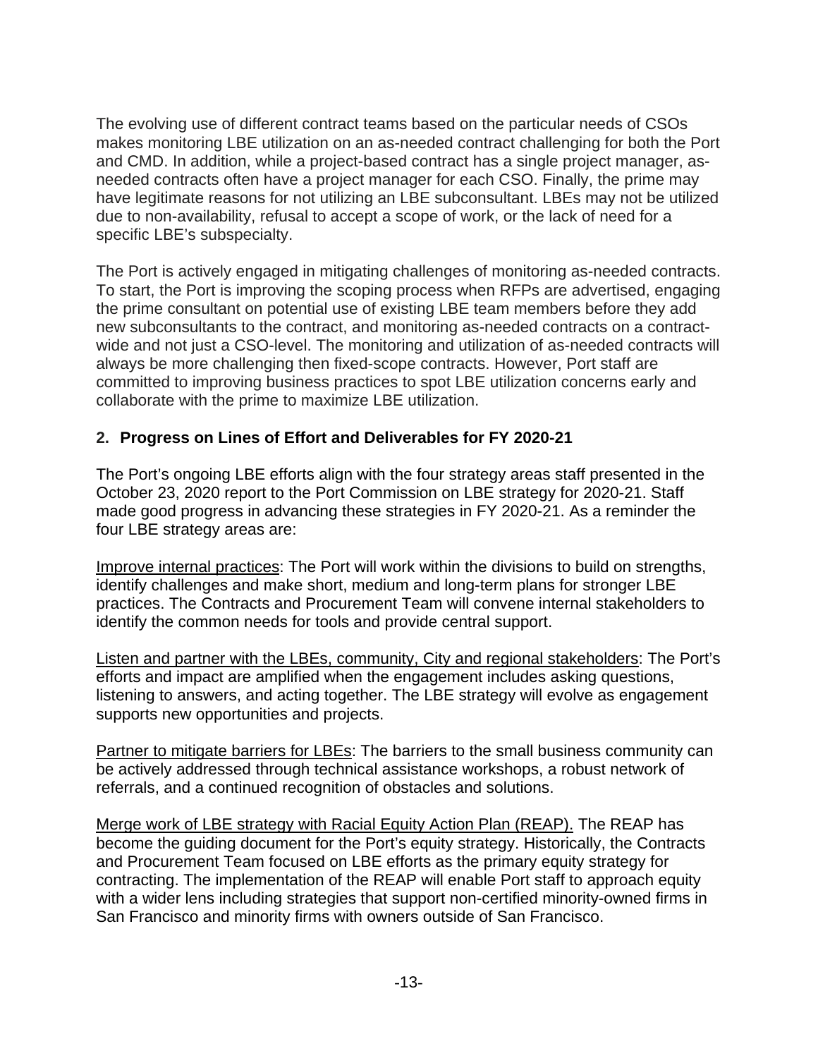The evolving use of different contract teams based on the particular needs of CSOs makes monitoring LBE utilization on an as-needed contract challenging for both the Port and CMD. In addition, while a project-based contract has a single project manager, as-needed contracts often have a project manager for each CSO. Finally, the prime may have legitimate reasons for not utilizing an LBE subconsultant. LBEs may not be utilized due to non-availability, refusal to accept a scope of work, or the lack of need for a specific LBE's subspecialty.

The Port is actively engaged in mitigating challenges of monitoring as-needed contracts. To start, the Port is improving the scoping process when RFPs are advertised, engaging the prime consultant on potential use of existing LBE team members before they add new subconsultants to the contract, and monitoring as-needed contracts on a contract-wide and not just a CSO-level. The monitoring and utilization of as-needed contracts will always be more challenging then fixed-scope contracts. However, Port staff are committed to improving business practices to spot LBE utilization concerns early and collaborate with the prime to maximize LBE utilization.

## 2. Progress on Lines of Effort and Deliverables for FY 2020-21

The Port's ongoing LBE efforts align with the four strategy areas staff presented in the October 23, 2020 report to the Port Commission on LBE strategy for 2020-21. Staff made good progress in advancing these strategies in FY 2020-21. As a reminder the four LBE strategy areas are:

Improve internal practices: The Port will work within the divisions to build on strengths, identify challenges and make short, medium and long-term plans for stronger LBE practices. The Contracts and Procurement Team will convene internal stakeholders to identify the common needs for tools and provide central support.

Listen and partner with the LBEs, community, City and regional stakeholders: The Port's efforts and impact are amplified when the engagement includes asking questions, listening to answers, and acting together. The LBE strategy will evolve as engagement supports new opportunities and projects.

Partner to mitigate barriers for LBEs: The barriers to the small business community can be actively addressed through technical assistance workshops, a robust network of referrals, and a continued recognition of obstacles and solutions.

Merge work of LBE strategy with Racial Equity Action Plan (REAP). The REAP has become the guiding document for the Port's equity strategy. Historically, the Contracts and Procurement Team focused on LBE efforts as the primary equity strategy for contracting. The implementation of the REAP will enable Port staff to approach equity with a wider lens including strategies that support non-certified minority-owned firms in San Francisco and minority firms with owners outside of San Francisco.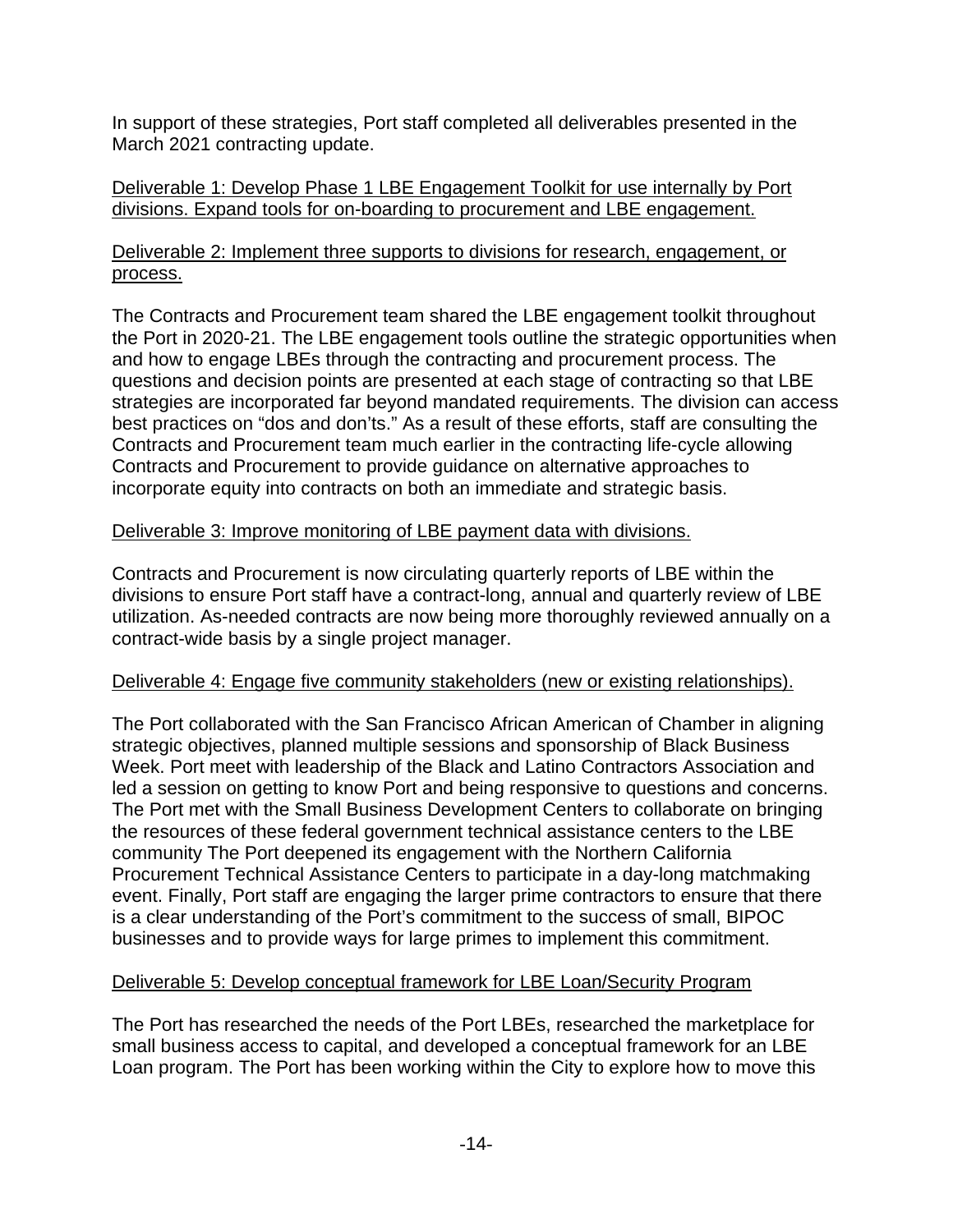In support of these strategies, Port staff completed all deliverables presented in the March 2021 contracting update.

<u>Deliverable 1: Develop Phase 1 LBE Engagement Toolkit for use internally by Port divisions. Expand tools for on-boarding to procurement and LBE engagement.</u>

<u>Deliverable 2: Implement three supports to divisions for research, engagement, or process.</u>

The Contracts and Procurement team shared the LBE engagement toolkit throughout the Port in 2020-21. The LBE engagement tools outline the strategic opportunities when and how to engage LBEs through the contracting and procurement process. The questions and decision points are presented at each stage of contracting so that LBE strategies are incorporated far beyond mandated requirements. The division can access best practices on "dos and don'ts." As a result of these efforts, staff are consulting the Contracts and Procurement team much earlier in the contracting life-cycle allowing Contracts and Procurement to provide guidance on alternative approaches to incorporate equity into contracts on both an immediate and strategic basis.

<u>Deliverable 3: Improve monitoring of LBE payment data with divisions.</u>

Contracts and Procurement is now circulating quarterly reports of LBE within the divisions to ensure Port staff have a contract-long, annual and quarterly review of LBE utilization. As-needed contracts are now being more thoroughly reviewed annually on a contract-wide basis by a single project manager.

<u>Deliverable 4: Engage five community stakeholders (new or existing relationships).</u>

The Port collaborated with the San Francisco African American of Chamber in aligning strategic objectives, planned multiple sessions and sponsorship of Black Business Week. Port meet with leadership of the Black and Latino Contractors Association and led a session on getting to know Port and being responsive to questions and concerns. The Port met with the Small Business Development Centers to collaborate on bringing the resources of these federal government technical assistance centers to the LBE community The Port deepened its engagement with the Northern California Procurement Technical Assistance Centers to participate in a day-long matchmaking event. Finally, Port staff are engaging the larger prime contractors to ensure that there is a clear understanding of the Port's commitment to the success of small, BIPOC businesses and to provide ways for large primes to implement this commitment.

<u>Deliverable 5: Develop conceptual framework for LBE Loan/Security Program</u>

The Port has researched the needs of the Port LBEs, researched the marketplace for small business access to capital, and developed a conceptual framework for an LBE Loan program. The Port has been working within the City to explore how to move this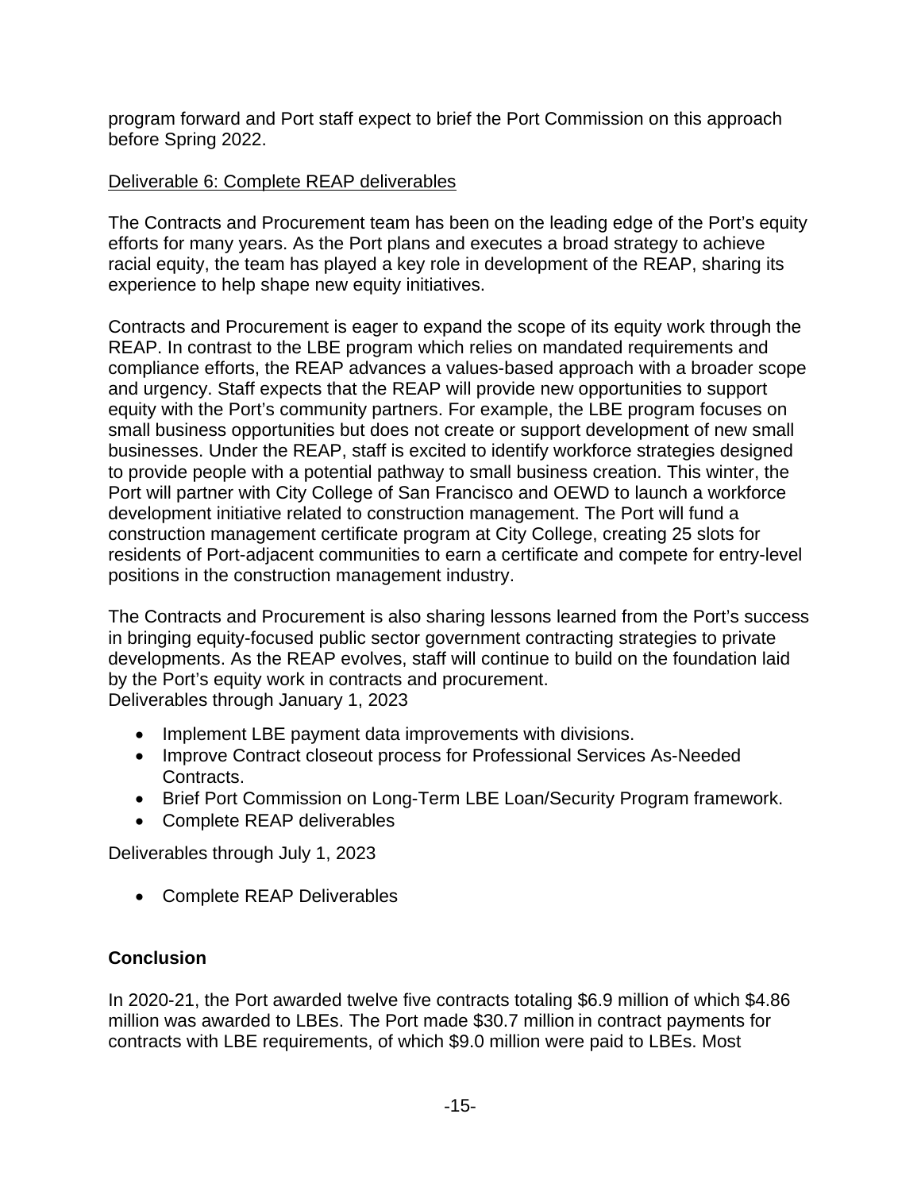program forward and Port staff expect to brief the Port Commission on this approach before Spring 2022.

Deliverable 6: Complete REAP deliverables

The Contracts and Procurement team has been on the leading edge of the Port's equity efforts for many years. As the Port plans and executes a broad strategy to achieve racial equity, the team has played a key role in development of the REAP, sharing its experience to help shape new equity initiatives.

Contracts and Procurement is eager to expand the scope of its equity work through the REAP. In contrast to the LBE program which relies on mandated requirements and compliance efforts, the REAP advances a values-based approach with a broader scope and urgency. Staff expects that the REAP will provide new opportunities to support equity with the Port's community partners. For example, the LBE program focuses on small business opportunities but does not create or support development of new small businesses. Under the REAP, staff is excited to identify workforce strategies designed to provide people with a potential pathway to small business creation. This winter, the Port will partner with City College of San Francisco and OEWD to launch a workforce development initiative related to construction management. The Port will fund a construction management certificate program at City College, creating 25 slots for residents of Port-adjacent communities to earn a certificate and compete for entry-level positions in the construction management industry.

The Contracts and Procurement is also sharing lessons learned from the Port's success in bringing equity-focused public sector government contracting strategies to private developments. As the REAP evolves, staff will continue to build on the foundation laid by the Port's equity work in contracts and procurement.
Deliverables through January 1, 2023

- Implement LBE payment data improvements with divisions.
- Improve Contract closeout process for Professional Services As-Needed Contracts.
- Brief Port Commission on Long-Term LBE Loan/Security Program framework.
- Complete REAP deliverables

Deliverables through July 1, 2023

- Complete REAP Deliverables

**Conclusion**

In 2020-21, the Port awarded twelve five contracts totaling $6.9 million of which $4.86 million was awarded to LBEs. The Port made $30.7 million in contract payments for contracts with LBE requirements, of which $9.0 million were paid to LBEs. Most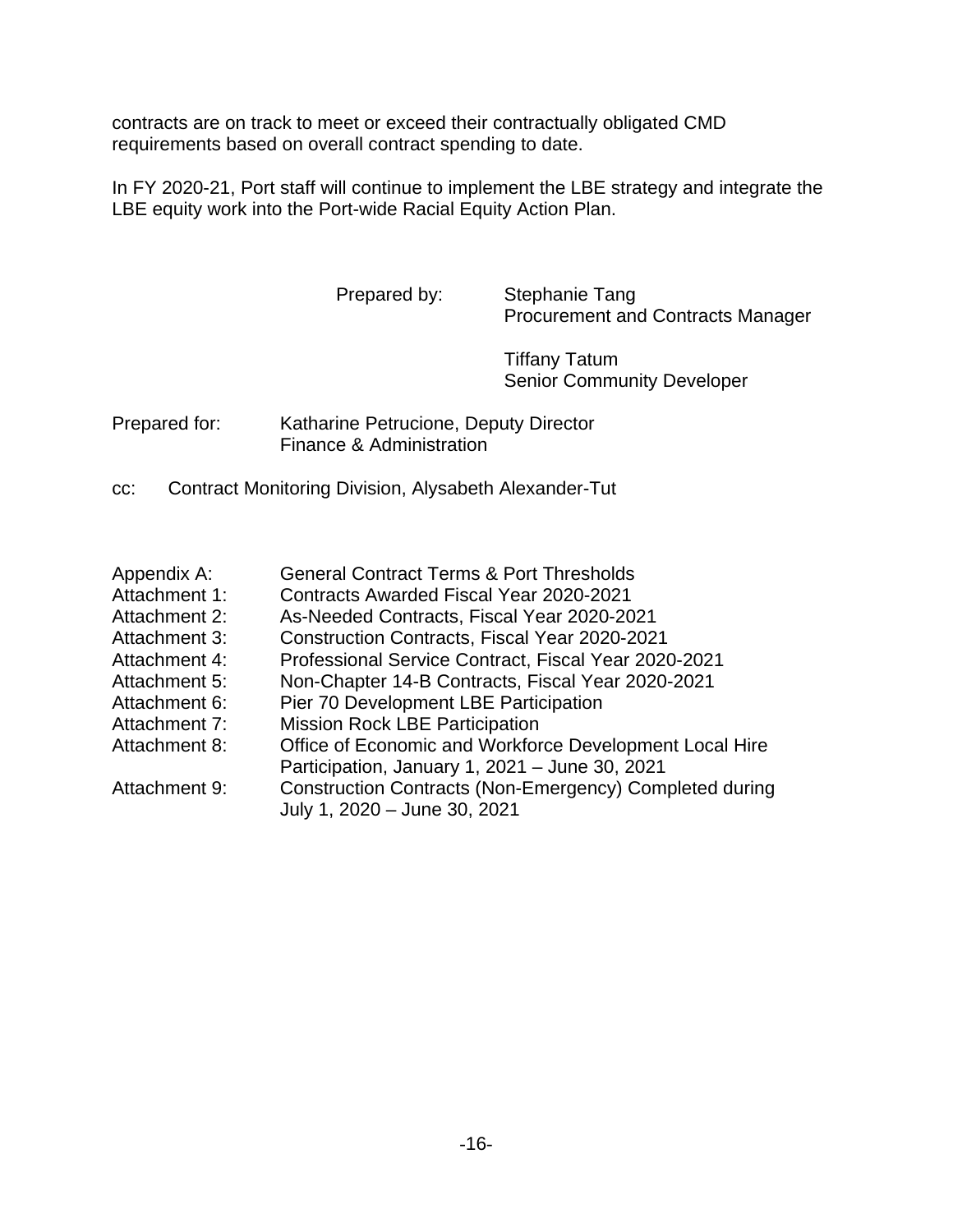contracts are on track to meet or exceed their contractually obligated CMD requirements based on overall contract spending to date.

In FY 2020-21, Port staff will continue to implement the LBE strategy and integrate the LBE equity work into the Port-wide Racial Equity Action Plan.

Prepared by: Stephanie Tang
Procurement and Contracts Manager

Tiffany Tatum
Senior Community Developer

Prepared for: Katharine Petrucione, Deputy Director
Finance & Administration

cc: Contract Monitoring Division, Alysabeth Alexander-Tut

Appendix A: General Contract Terms & Port Thresholds
Attachment 1: Contracts Awarded Fiscal Year 2020-2021
Attachment 2: As-Needed Contracts, Fiscal Year 2020-2021
Attachment 3: Construction Contracts, Fiscal Year 2020-2021
Attachment 4: Professional Service Contract, Fiscal Year 2020-2021
Attachment 5: Non-Chapter 14-B Contracts, Fiscal Year 2020-2021
Attachment 6: Pier 70 Development LBE Participation
Attachment 7: Mission Rock LBE Participation
Attachment 8: Office of Economic and Workforce Development Local Hire Participation, January 1, 2021 – June 30, 2021
Attachment 9: Construction Contracts (Non-Emergency) Completed during July 1, 2020 – June 30, 2021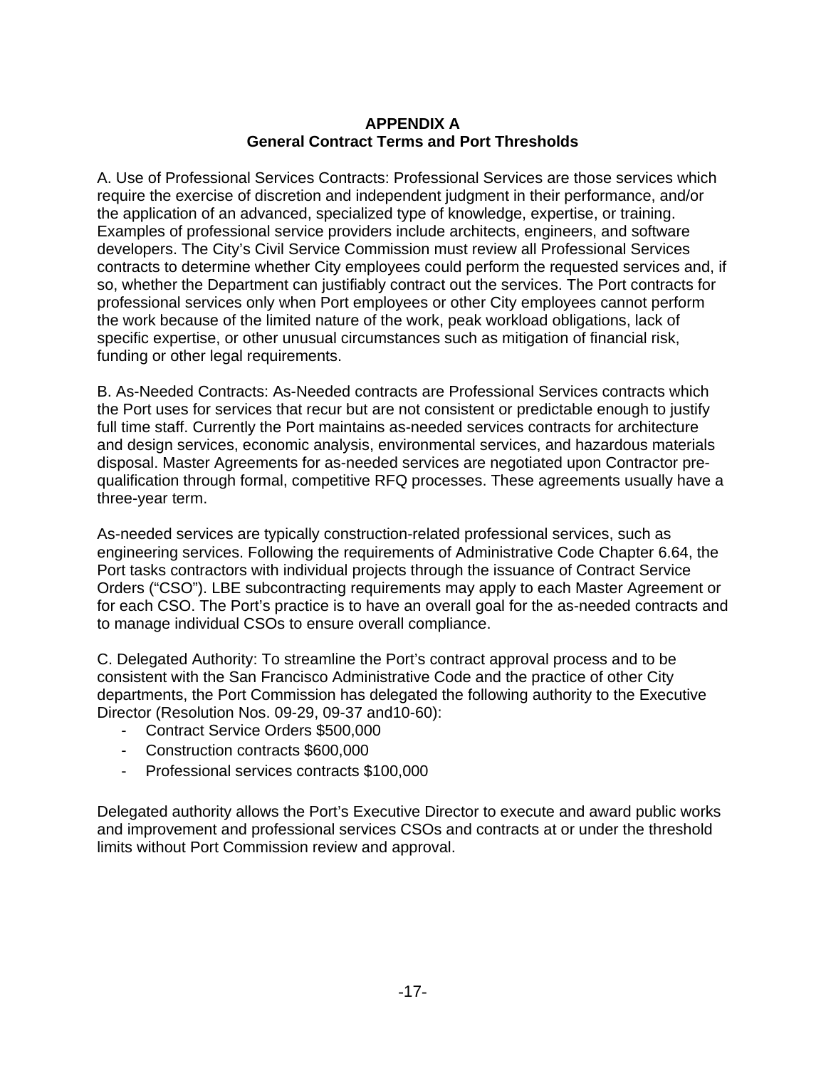# APPENDIX A
## General Contract Terms and Port Thresholds

A. Use of Professional Services Contracts: Professional Services are those services which require the exercise of discretion and independent judgment in their performance, and/or the application of an advanced, specialized type of knowledge, expertise, or training. Examples of professional service providers include architects, engineers, and software developers. The City's Civil Service Commission must review all Professional Services contracts to determine whether City employees could perform the requested services and, if so, whether the Department can justifiably contract out the services. The Port contracts for professional services only when Port employees or other City employees cannot perform the work because of the limited nature of the work, peak workload obligations, lack of specific expertise, or other unusual circumstances such as mitigation of financial risk, funding or other legal requirements.

B. As-Needed Contracts: As-Needed contracts are Professional Services contracts which the Port uses for services that recur but are not consistent or predictable enough to justify full time staff. Currently the Port maintains as-needed services contracts for architecture and design services, economic analysis, environmental services, and hazardous materials disposal. Master Agreements for as-needed services are negotiated upon Contractor pre-qualification through formal, competitive RFQ processes. These agreements usually have a three-year term.

As-needed services are typically construction-related professional services, such as engineering services. Following the requirements of Administrative Code Chapter 6.64, the Port tasks contractors with individual projects through the issuance of Contract Service Orders ("CSO"). LBE subcontracting requirements may apply to each Master Agreement or for each CSO. The Port's practice is to have an overall goal for the as-needed contracts and to manage individual CSOs to ensure overall compliance.

C. Delegated Authority: To streamline the Port's contract approval process and to be consistent with the San Francisco Administrative Code and the practice of other City departments, the Port Commission has delegated the following authority to the Executive Director (Resolution Nos. 09-29, 09-37 and10-60):

- Contract Service Orders $500,000
- Construction contracts $600,000
- Professional services contracts $100,000

Delegated authority allows the Port's Executive Director to execute and award public works and improvement and professional services CSOs and contracts at or under the threshold limits without Port Commission review and approval.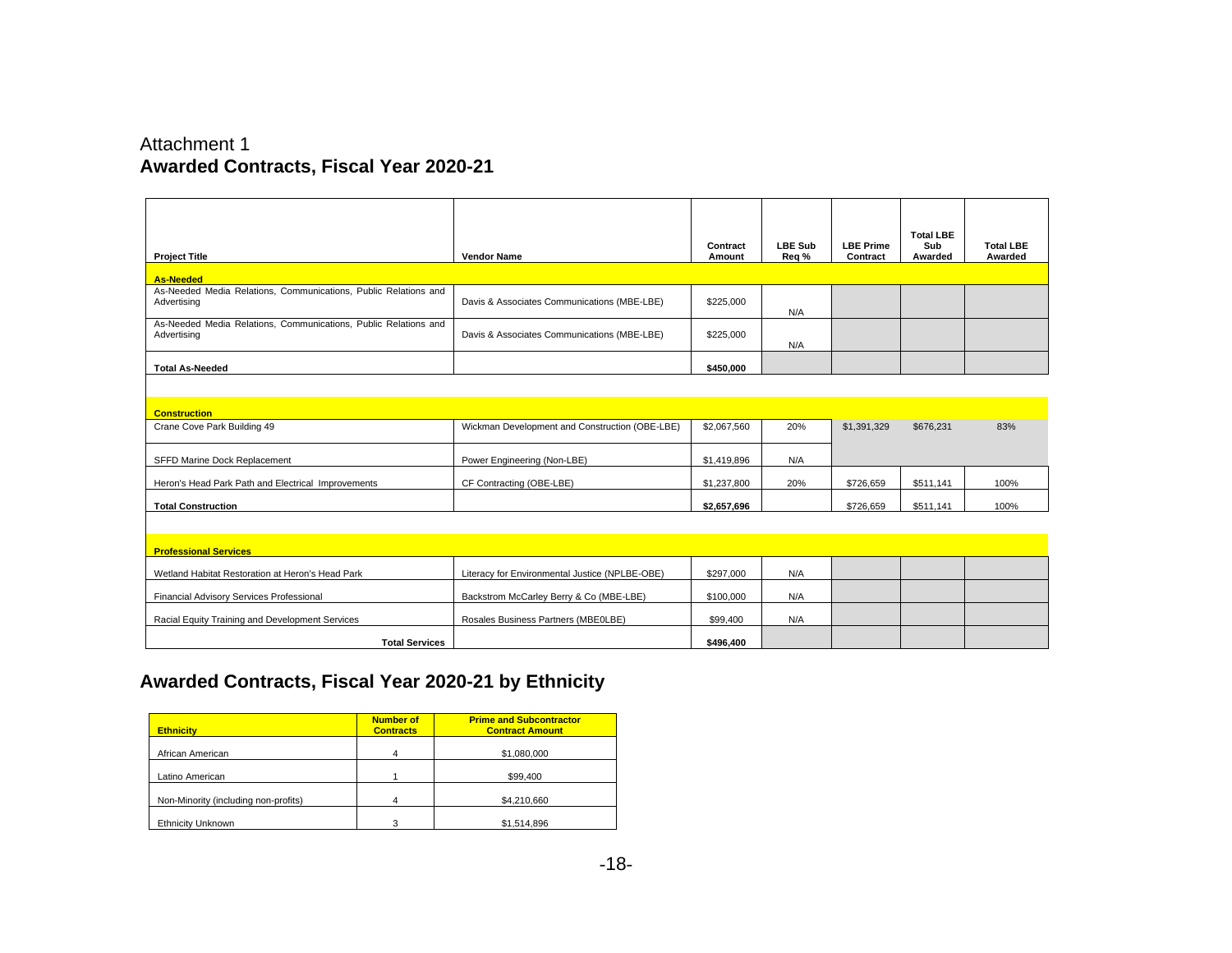Attachment 1

## Awarded Contracts, Fiscal Year 2020-21

| Project Title | Vendor Name | Contract Amount | LBE Sub Req % | LBE Prime Contract | Total LBE Sub Awarded | Total LBE Awarded |
|---|---|---|---|---|---|---|
| **As-Needed** | | | | | | |
| As-Needed Media Relations, Communications, Public Relations and Advertising | Davis & Associates Communications (MBE-LBE) | $225,000 | N/A | | | |
| As-Needed Media Relations, Communications, Public Relations and Advertising | Davis & Associates Communications (MBE-LBE) | $225,000 | N/A | | | |
| **Total As-Needed** | | **$450,000** | | | | |
| | | | | | | |
| **Construction** | | | | | | |
| Crane Cove Park Building 49 | Wickman Development and Construction (OBE-LBE) | $2,067,560 | 20% | $1,391,329 | $676,231 | 83% |
| SFFD Marine Dock Replacement | Power Engineering (Non-LBE) | $1,419,896 | N/A | | | |
| Heron's Head Park Path and Electrical Improvements | CF Contracting (OBE-LBE) | $1,237,800 | 20% | $726,659 | $511,141 | 100% |
| **Total Construction** | | **$2,657,696** | | $726,659 | $511,141 | 100% |
| | | | | | | |
| **Professional Services** | | | | | | |
| Wetland Habitat Restoration at Heron's Head Park | Literacy for Environmental Justice (NPLBE-OBE) | $297,000 | N/A | | | |
| Financial Advisory Services Professional | Backstrom McCarley Berry & Co (MBE-LBE) | $100,000 | N/A | | | |
| Racial Equity Training and Development Services | Rosales Business Partners (MBE0LBE) | $99,400 | N/A | | | |
| **Total Services** | | **$496,400** | | | | |

## Awarded Contracts, Fiscal Year 2020-21 by Ethnicity

| Ethnicity | Number of Contracts | Prime and Subcontractor Contract Amount |
|---|---|---|
| African American | 4 | $1,080,000 |
| Latino American | 1 | $99,400 |
| Non-Minority (including non-profits) | 4 | $4,210,660 |
| Ethnicity Unknown | 3 | $1,514,896 |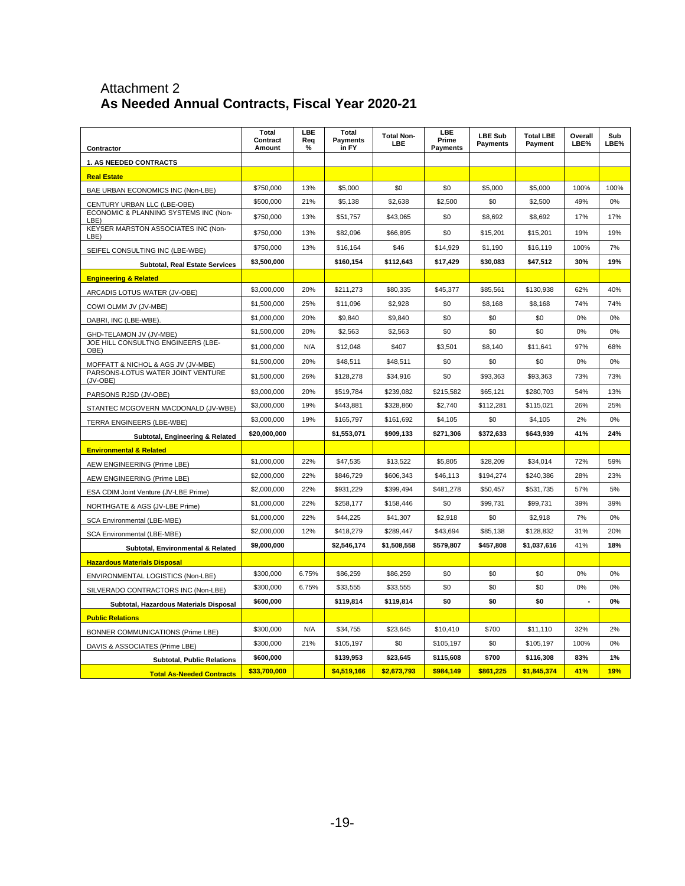# Attachment 2
## As Needed Annual Contracts, Fiscal Year 2020-21

| Contractor | Total Contract Amount | LBE Req % | Total Payments in FY | Total Non-LBE | LBE Prime Payments | LBE Sub Payments | Total LBE Payment | Overall LBE% | Sub LBE% |
|---|---|---|---|---|---|---|---|---|---|
| **1. AS NEEDED CONTRACTS** | | | | | | | | | |
| **Real Estate** | | | | | | | | | |
| BAE URBAN ECONOMICS INC (Non-LBE) | $750,000 | 13% | $5,000 | $0 | $0 | $5,000 | $5,000 | 100% | 100% |
| CENTURY URBAN LLC (LBE-OBE) | $500,000 | 21% | $5,138 | $2,638 | $2,500 | $0 | $2,500 | 49% | 0% |
| ECONOMIC & PLANNING SYSTEMS INC (Non-LBE) | $750,000 | 13% | $51,757 | $43,065 | $0 | $8,692 | $8,692 | 17% | 17% |
| KEYSER MARSTON ASSOCIATES INC (Non-LBE) | $750,000 | 13% | $82,096 | $66,895 | $0 | $15,201 | $15,201 | 19% | 19% |
| SEIFEL CONSULTING INC (LBE-WBE) | $750,000 | 13% | $16,164 | $46 | $14,929 | $1,190 | $16,119 | 100% | 7% |
| **Subtotal, Real Estate Services** | **$3,500,000** | | **$160,154** | **$112,643** | **$17,429** | **$30,083** | **$47,512** | **30%** | **19%** |
| **Engineering & Related** | | | | | | | | | |
| ARCADIS LOTUS WATER (JV-OBE) | $3,000,000 | 20% | $211,273 | $80,335 | $45,377 | $85,561 | $130,938 | 62% | 40% |
| COWI OLMM JV (JV-MBE) | $1,500,000 | 25% | $11,096 | $2,928 | $0 | $8,168 | $8,168 | 74% | 74% |
| DABRI, INC (LBE-WBE). | $1,000,000 | 20% | $9,840 | $9,840 | $0 | $0 | $0 | 0% | 0% |
| GHD-TELAMON JV (JV-MBE) | $1,500,000 | 20% | $2,563 | $2,563 | $0 | $0 | $0 | 0% | 0% |
| JOE HILL CONSULTNG ENGINEERS (LBE-OBE) | $1,000,000 | N/A | $12,048 | $407 | $3,501 | $8,140 | $11,641 | 97% | 68% |
| MOFFATT & NICHOL & AGS JV (JV-MBE) | $1,500,000 | 20% | $48,511 | $48,511 | $0 | $0 | $0 | 0% | 0% |
| PARSONS-LOTUS WATER JOINT VENTURE (JV-OBE) | $1,500,000 | 26% | $128,278 | $34,916 | $0 | $93,363 | $93,363 | 73% | 73% |
| PARSONS RJSD (JV-OBE) | $3,000,000 | 20% | $519,784 | $239,082 | $215,582 | $65,121 | $280,703 | 54% | 13% |
| STANTEC MCGOVERN MACDONALD (JV-WBE) | $3,000,000 | 19% | $443,881 | $328,860 | $2,740 | $112,281 | $115,021 | 26% | 25% |
| TERRA ENGINEERS (LBE-WBE) | $3,000,000 | 19% | $165,797 | $161,692 | $4,105 | $0 | $4,105 | 2% | 0% |
| **Subtotal, Engineering & Related** | **$20,000,000** | | **$1,553,071** | **$909,133** | **$271,306** | **$372,633** | **$643,939** | **41%** | **24%** |
| **Environmental & Related** | | | | | | | | | |
| AEW ENGINEERING (Prime LBE) | $1,000,000 | 22% | $47,535 | $13,522 | $5,805 | $28,209 | $34,014 | 72% | 59% |
| AEW ENGINEERING (Prime LBE) | $2,000,000 | 22% | $846,729 | $606,343 | $46,113 | $194,274 | $240,386 | 28% | 23% |
| ESA CDIM Joint Venture (JV-LBE Prime) | $2,000,000 | 22% | $931,229 | $399,494 | $481,278 | $50,457 | $531,735 | 57% | 5% |
| NORTHGATE & AGS (JV-LBE Prime) | $1,000,000 | 22% | $258,177 | $158,446 | $0 | $99,731 | $99,731 | 39% | 39% |
| SCA Environmental (LBE-MBE) | $1,000,000 | 22% | $44,225 | $41,307 | $2,918 | $0 | $2,918 | 7% | 0% |
| SCA Environmental (LBE-MBE) | $2,000,000 | 12% | $418,279 | $289,447 | $43,694 | $85,138 | $128,832 | 31% | 20% |
| **Subtotal, Environmental & Related** | **$9,000,000** | | **$2,546,174** | **$1,508,558** | **$579,807** | **$457,808** | **$1,037,616** | 41% | **18%** |
| **Hazardous Materials Disposal** | | | | | | | | | |
| ENVIRONMENTAL LOGISTICS (Non-LBE) | $300,000 | 6.75% | $86,259 | $86,259 | $0 | $0 | $0 | 0% | 0% |
| SILVERADO CONTRACTORS INC (Non-LBE) | $300,000 | 6.75% | $33,555 | $33,555 | $0 | $0 | $0 | 0% | 0% |
| **Subtotal, Hazardous Materials Disposal** | **$600,000** | | **$119,814** | **$119,814** | **$0** | **$0** | **$0** | - | **0%** |
| **Public Relations** | | | | | | | | | |
| BONNER COMMUNICATIONS (Prime LBE) | $300,000 | N/A | $34,755 | $23,645 | $10,410 | $700 | $11,110 | 32% | 2% |
| DAVIS & ASSOCIATES (Prime LBE) | $300,000 | 21% | $105,197 | $0 | $105,197 | $0 | $105,197 | 100% | 0% |
| **Subtotal, Public Relations** | **$600,000** | | **$139,953** | **$23,645** | **$115,608** | **$700** | **$116,308** | **83%** | **1%** |
| **Total As-Needed Contracts** | **$33,700,000** | | **$4,519,166** | **$2,673,793** | **$984,149** | **$861,225** | **$1,845,374** | **41%** | **19%** |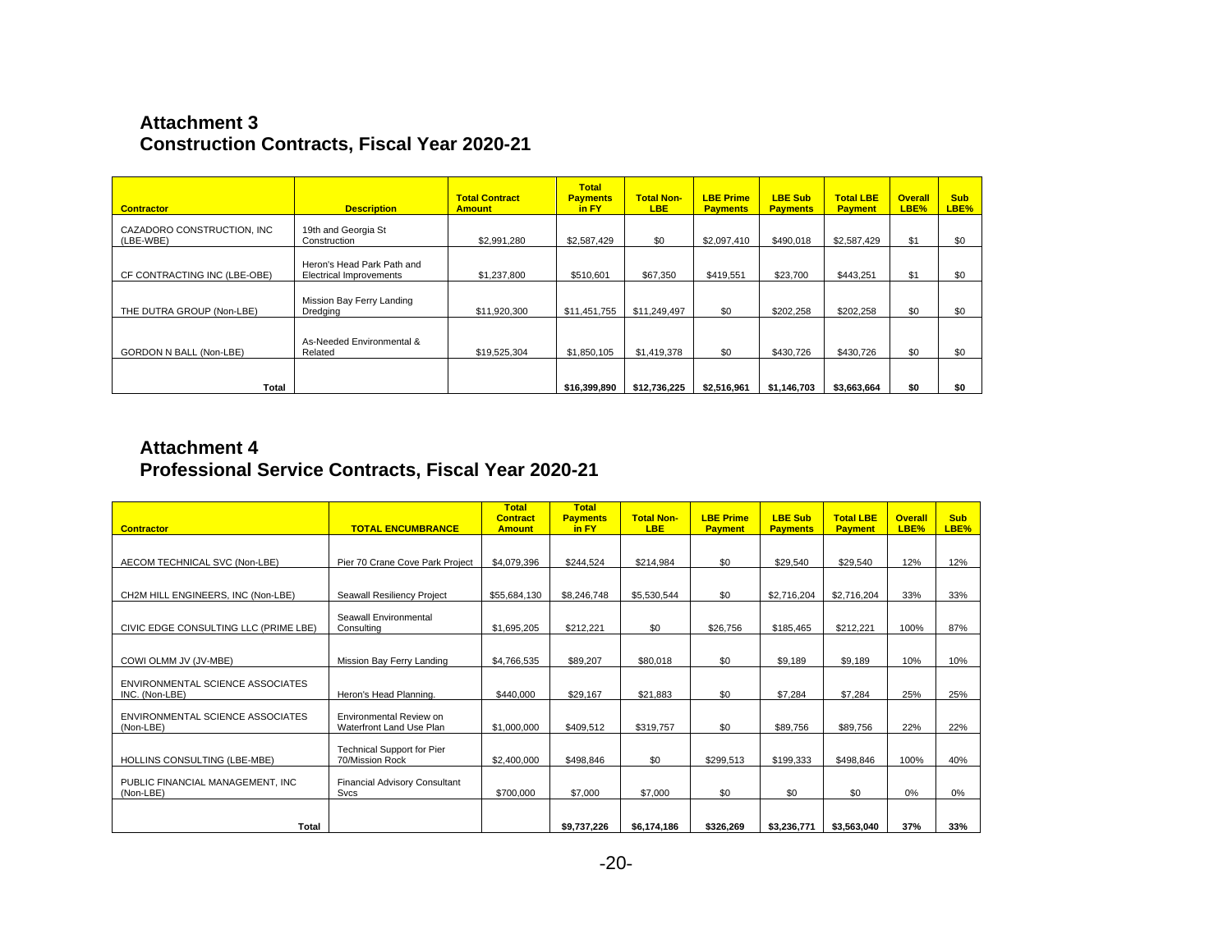## Attachment 3
## Construction Contracts, Fiscal Year 2020-21

| Contractor | Description | Total Contract Amount | Total Payments in FY | Total Non-LBE | LBE Prime Payments | LBE Sub Payments | Total LBE Payment | Overall LBE% | Sub LBE% |
|---|---|---|---|---|---|---|---|---|---|
| CAZADORO CONSTRUCTION, INC (LBE-WBE) | 19th and Georgia St Construction | $2,991,280 | $2,587,429 | $0 | $2,097,410 | $490,018 | $2,587,429 | $1 | $0 |
| CF CONTRACTING INC (LBE-OBE) | Heron's Head Park Path and Electrical Improvements | $1,237,800 | $510,601 | $67,350 | $419,551 | $23,700 | $443,251 | $1 | $0 |
| THE DUTRA GROUP (Non-LBE) | Mission Bay Ferry Landing Dredging | $11,920,300 | $11,451,755 | $11,249,497 | $0 | $202,258 | $202,258 | $0 | $0 |
| GORDON N BALL (Non-LBE) | As-Needed Environmental & Related | $19,525,304 | $1,850,105 | $1,419,378 | $0 | $430,726 | $430,726 | $0 | $0 |
| **Total** | | | **$16,399,890** | **$12,736,225** | **$2,516,961** | **$1,146,703** | **$3,663,664** | **$0** | **$0** |

## Attachment 4
## Professional Service Contracts, Fiscal Year 2020-21

| Contractor | TOTAL ENCUMBRANCE | Total Contract Amount | Total Payments in FY | Total Non-LBE | LBE Prime Payment | LBE Sub Payments | Total LBE Payment | Overall LBE% | Sub LBE% |
|---|---|---|---|---|---|---|---|---|---|
| AECOM TECHNICAL SVC (Non-LBE) | Pier 70 Crane Cove Park Project | $4,079,396 | $244,524 | $214,984 | $0 | $29,540 | $29,540 | 12% | 12% |
| CH2M HILL ENGINEERS, INC (Non-LBE) | Seawall Resiliency Project | $55,684,130 | $8,246,748 | $5,530,544 | $0 | $2,716,204 | $2,716,204 | 33% | 33% |
| CIVIC EDGE CONSULTING LLC (PRIME LBE) | Seawall Environmental Consulting | $1,695,205 | $212,221 | $0 | $26,756 | $185,465 | $212,221 | 100% | 87% |
| COWI OLMM JV (JV-MBE) | Mission Bay Ferry Landing | $4,766,535 | $89,207 | $80,018 | $0 | $9,189 | $9,189 | 10% | 10% |
| ENVIRONMENTAL SCIENCE ASSOCIATES INC. (Non-LBE) | Heron's Head Planning. | $440,000 | $29,167 | $21,883 | $0 | $7,284 | $7,284 | 25% | 25% |
| ENVIRONMENTAL SCIENCE ASSOCIATES (Non-LBE) | Environmental Review on Waterfront Land Use Plan | $1,000,000 | $409,512 | $319,757 | $0 | $89,756 | $89,756 | 22% | 22% |
| HOLLINS CONSULTING (LBE-MBE) | Technical Support for Pier 70/Mission Rock | $2,400,000 | $498,846 | $0 | $299,513 | $199,333 | $498,846 | 100% | 40% |
| PUBLIC FINANCIAL MANAGEMENT, INC (Non-LBE) | Financial Advisory Consultant Svcs | $700,000 | $7,000 | $7,000 | $0 | $0 | $0 | 0% | 0% |
| **Total** | | | **$9,737,226** | **$6,174,186** | **$326,269** | **$3,236,771** | **$3,563,040** | **37%** | **33%** |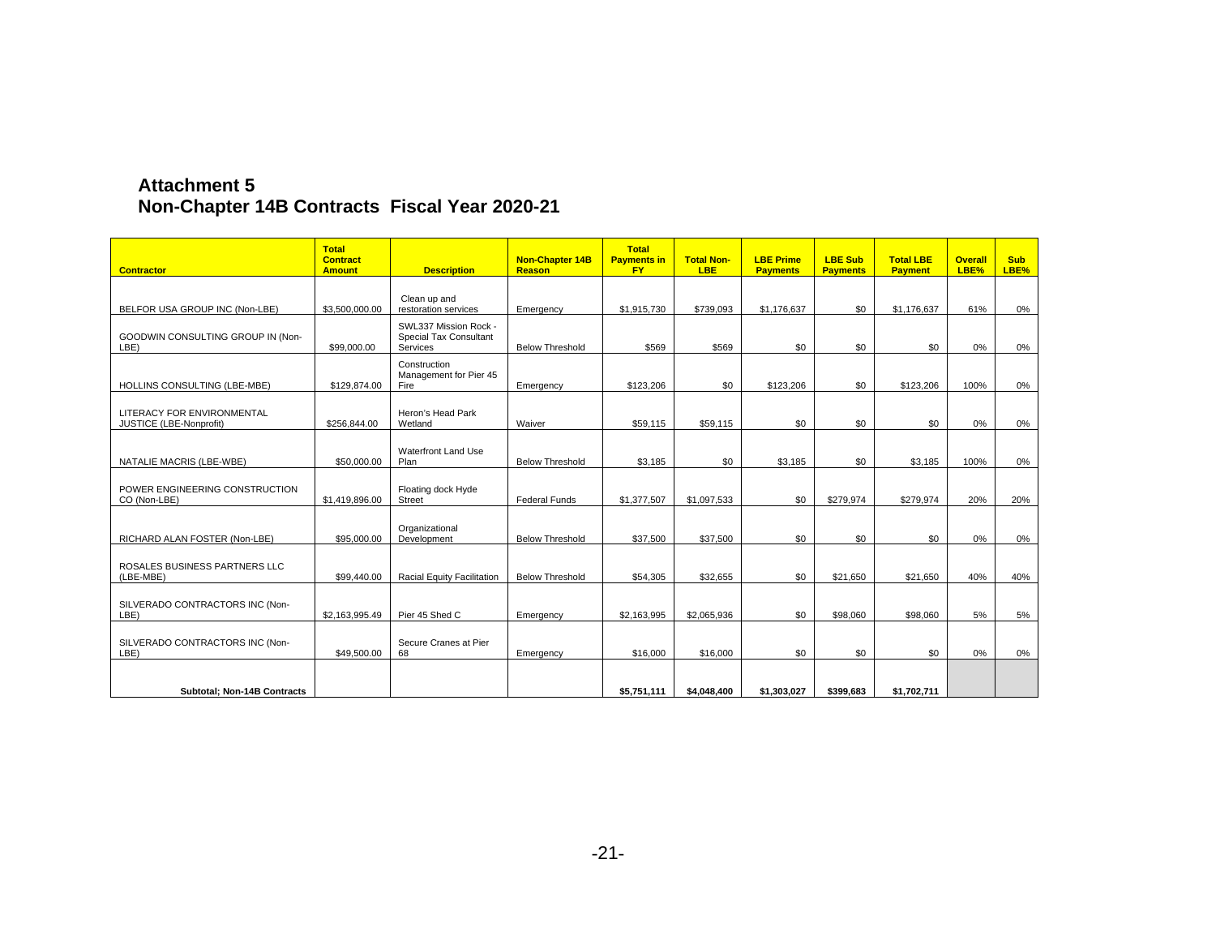# Attachment 5
# Non-Chapter 14B Contracts Fiscal Year 2020-21

| Contractor | Total Contract Amount | Description | Non-Chapter 14B Reason | Total Payments in FY | Total Non-LBE | LBE Prime Payments | LBE Sub Payments | Total LBE Payment | Overall LBE% | Sub LBE% |
|---|---|---|---|---|---|---|---|---|---|---|
| BELFOR USA GROUP INC (Non-LBE) | $3,500,000.00 | Clean up and restoration services | Emergency | $1,915,730 | $739,093 | $1,176,637 | $0 | $1,176,637 | 61% | 0% |
| GOODWIN CONSULTING GROUP IN (Non-LBE) | $99,000.00 | SWL337 Mission Rock - Special Tax Consultant Services | Below Threshold | $569 | $569 | $0 | $0 | $0 | 0% | 0% |
| HOLLINS CONSULTING (LBE-MBE) | $129,874.00 | Construction Management for Pier 45 Fire | Emergency | $123,206 | $0 | $123,206 | $0 | $123,206 | 100% | 0% |
| LITERACY FOR ENVIRONMENTAL JUSTICE (LBE-Nonprofit) | $256,844.00 | Heron's Head Park Wetland | Waiver | $59,115 | $59,115 | $0 | $0 | $0 | 0% | 0% |
| NATALIE MACRIS (LBE-WBE) | $50,000.00 | Waterfront Land Use Plan | Below Threshold | $3,185 | $0 | $3,185 | $0 | $3,185 | 100% | 0% |
| POWER ENGINEERING CONSTRUCTION CO (Non-LBE) | $1,419,896.00 | Floating dock Hyde Street | Federal Funds | $1,377,507 | $1,097,533 | $0 | $279,974 | $279,974 | 20% | 20% |
| RICHARD ALAN FOSTER (Non-LBE) | $95,000.00 | Organizational Development | Below Threshold | $37,500 | $37,500 | $0 | $0 | $0 | 0% | 0% |
| ROSALES BUSINESS PARTNERS LLC (LBE-MBE) | $99,440.00 | Racial Equity Facilitation | Below Threshold | $54,305 | $32,655 | $0 | $21,650 | $21,650 | 40% | 40% |
| SILVERADO CONTRACTORS INC (Non-LBE) | $2,163,995.49 | Pier 45 Shed C | Emergency | $2,163,995 | $2,065,936 | $0 | $98,060 | $98,060 | 5% | 5% |
| SILVERADO CONTRACTORS INC (Non-LBE) | $49,500.00 | Secure Cranes at Pier 68 | Emergency | $16,000 | $16,000 | $0 | $0 | $0 | 0% | 0% |
| **Subtotal; Non-14B Contracts** | | | | **$5,751,111** | **$4,048,400** | **$1,303,027** | **$399,683** | **$1,702,711** | | |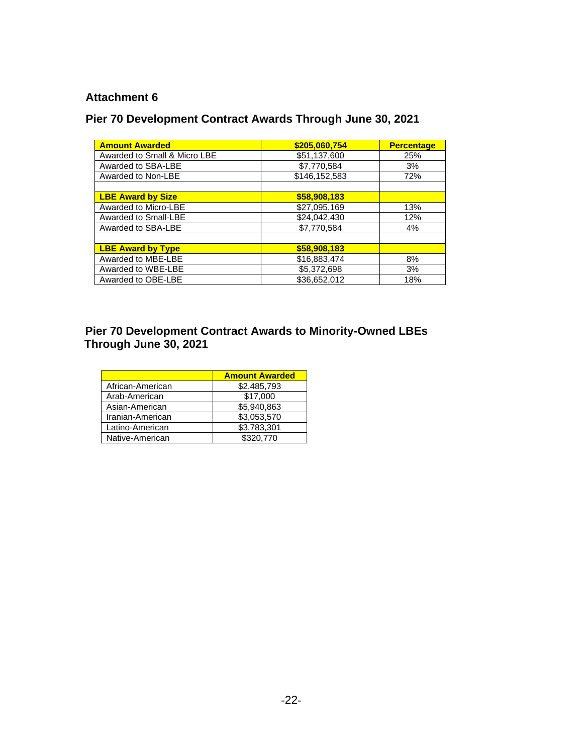## Attachment 6

## Pier 70 Development Contract Awards Through June 30, 2021

| **Amount Awarded** | **$205,060,754** | **Percentage** |
|---|---|---|
| Awarded to Small & Micro LBE | $51,137,600 | 25% |
| Awarded to SBA-LBE | $7,770,584 | 3% |
| Awarded to Non-LBE | $146,152,583 | 72% |
| | | |
| **LBE Award by Size** | **$58,908,183** | |
| Awarded to Micro-LBE | $27,095,169 | 13% |
| Awarded to Small-LBE | $24,042,430 | 12% |
| Awarded to SBA-LBE | $7,770,584 | 4% |
| | | |
| **LBE Award by Type** | **$58,908,183** | |
| Awarded to MBE-LBE | $16,883,474 | 8% |
| Awarded to WBE-LBE | $5,372,698 | 3% |
| Awarded to OBE-LBE | $36,652,012 | 18% |

## Pier 70 Development Contract Awards to Minority-Owned LBEs Through June 30, 2021

| | **Amount Awarded** |
|---|---|
| African-American | $2,485,793 |
| Arab-American | $17,000 |
| Asian-American | $5,940,863 |
| Iranian-American | $3,053,570 |
| Latino-American | $3,783,301 |
| Native-American | $320,770 |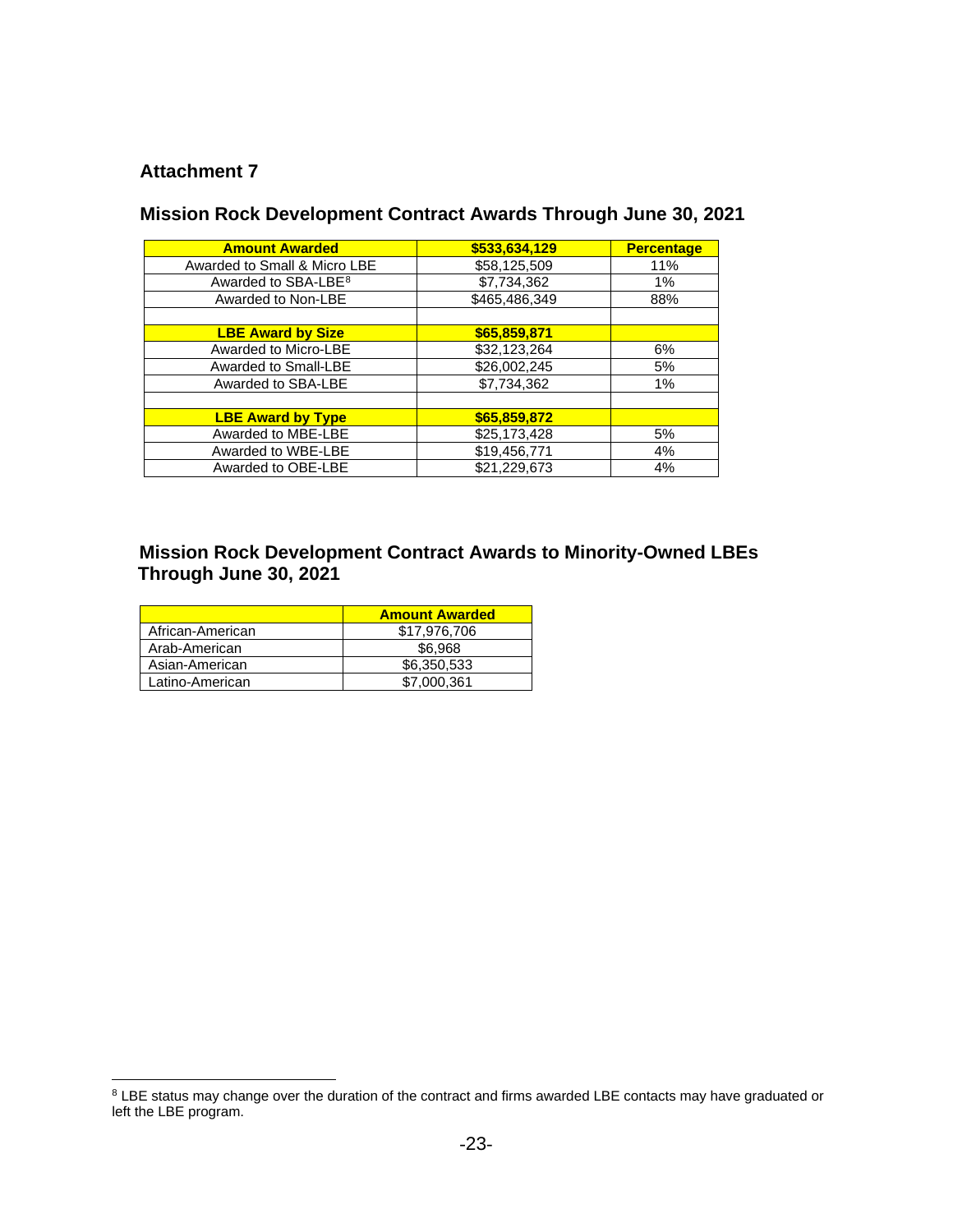## Attachment 7

## Mission Rock Development Contract Awards Through June 30, 2021

| Amount Awarded | $533,634,129 | Percentage |
|---|---|---|
| Awarded to Small & Micro LBE | $58,125,509 | 11% |
| Awarded to SBA-LBE[8] | $7,734,362 | 1% |
| Awarded to Non-LBE | $465,486,349 | 88% |
| | | |
| **LBE Award by Size** | **$65,859,871** | |
| Awarded to Micro-LBE | $32,123,264 | 6% |
| Awarded to Small-LBE | $26,002,245 | 5% |
| Awarded to SBA-LBE | $7,734,362 | 1% |
| | | |
| **LBE Award by Type** | **$65,859,872** | |
| Awarded to MBE-LBE | $25,173,428 | 5% |
| Awarded to WBE-LBE | $19,456,771 | 4% |
| Awarded to OBE-LBE | $21,229,673 | 4% |

## Mission Rock Development Contract Awards to Minority-Owned LBEs Through June 30, 2021

| | Amount Awarded |
|---|---|
| African-American | $17,976,706 |
| Arab-American | $6,968 |
| Asian-American | $6,350,533 |
| Latino-American | $7,000,361 |

[8] LBE status may change over the duration of the contract and firms awarded LBE contacts may have graduated or left the LBE program.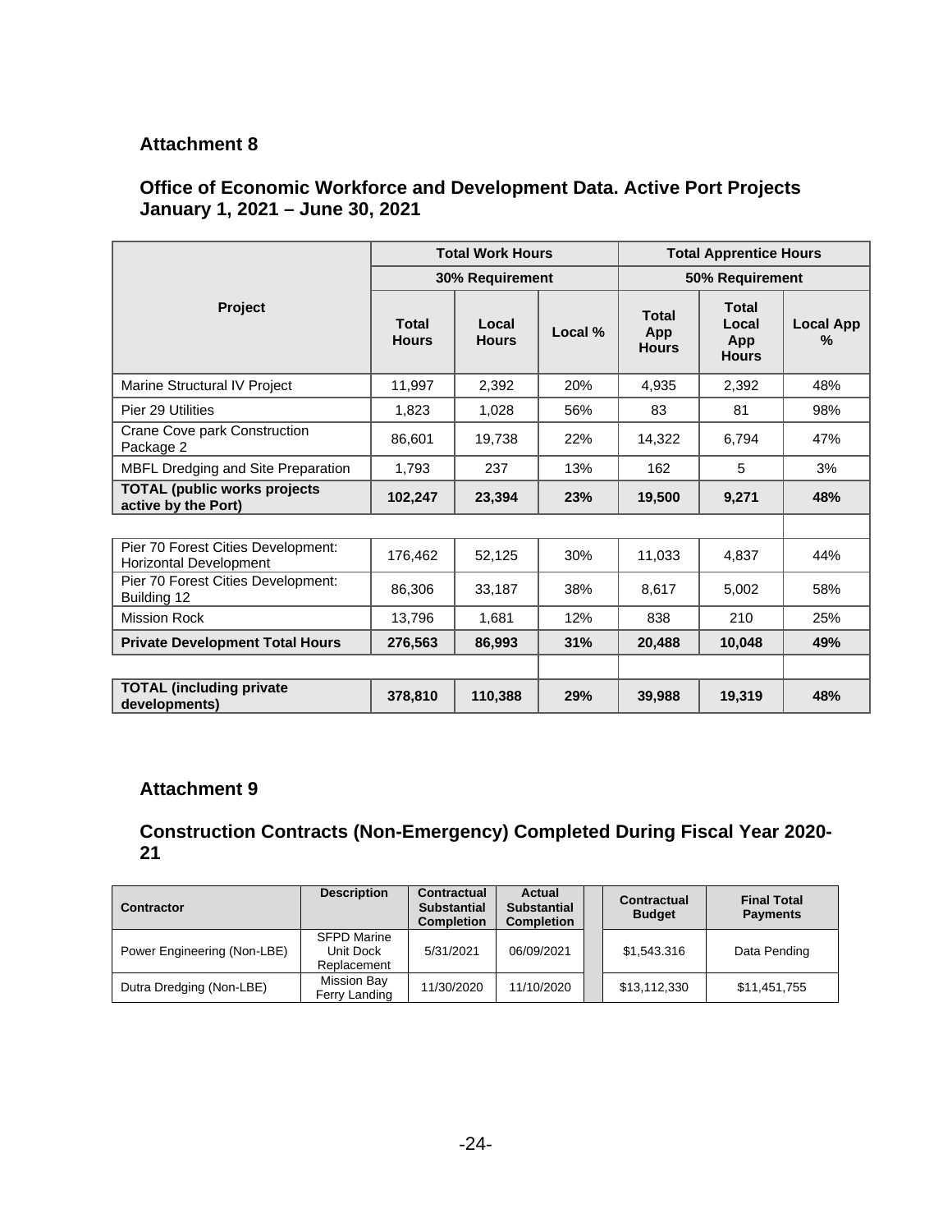## Attachment 8

### Office of Economic Workforce and Development Data. Active Port Projects January 1, 2021 – June 30, 2021

| Project | Total Work Hours | | | Total Apprentice Hours | | |
|---|---|---|---|---|---|---|
| | 30% Requirement | | | 50% Requirement | | |
| | Total Hours | Local Hours | Local % | Total App Hours | Total Local App Hours | Local App % |
| Marine Structural IV Project | 11,997 | 2,392 | 20% | 4,935 | 2,392 | 48% |
| Pier 29 Utilities | 1,823 | 1,028 | 56% | 83 | 81 | 98% |
| Crane Cove park Construction Package 2 | 86,601 | 19,738 | 22% | 14,322 | 6,794 | 47% |
| MBFL Dredging and Site Preparation | 1,793 | 237 | 13% | 162 | 5 | 3% |
| **TOTAL (public works projects active by the Port)** | **102,247** | **23,394** | **23%** | **19,500** | **9,271** | **48%** |
| | | | | | | |
| Pier 70 Forest Cities Development: Horizontal Development | 176,462 | 52,125 | 30% | 11,033 | 4,837 | 44% |
| Pier 70 Forest Cities Development: Building 12 | 86,306 | 33,187 | 38% | 8,617 | 5,002 | 58% |
| Mission Rock | 13,796 | 1,681 | 12% | 838 | 210 | 25% |
| **Private Development Total Hours** | **276,563** | **86,993** | **31%** | **20,488** | **10,048** | **49%** |
| | | | | | | |
| **TOTAL (including private developments)** | **378,810** | **110,388** | **29%** | **39,988** | **19,319** | **48%** |

## Attachment 9

### Construction Contracts (Non-Emergency) Completed During Fiscal Year 2020-21

| Contractor | Description | Contractual Substantial Completion | Actual Substantial Completion | | Contractual Budget | Final Total Payments |
|---|---|---|---|---|---|---|
| Power Engineering (Non-LBE) | SFPD Marine Unit Dock Replacement | 5/31/2021 | 06/09/2021 | | $1,543.316 | Data Pending |
| Dutra Dredging (Non-LBE) | Mission Bay Ferry Landing | 11/30/2020 | 11/10/2020 | | $13,112,330 | $11,451,755 |